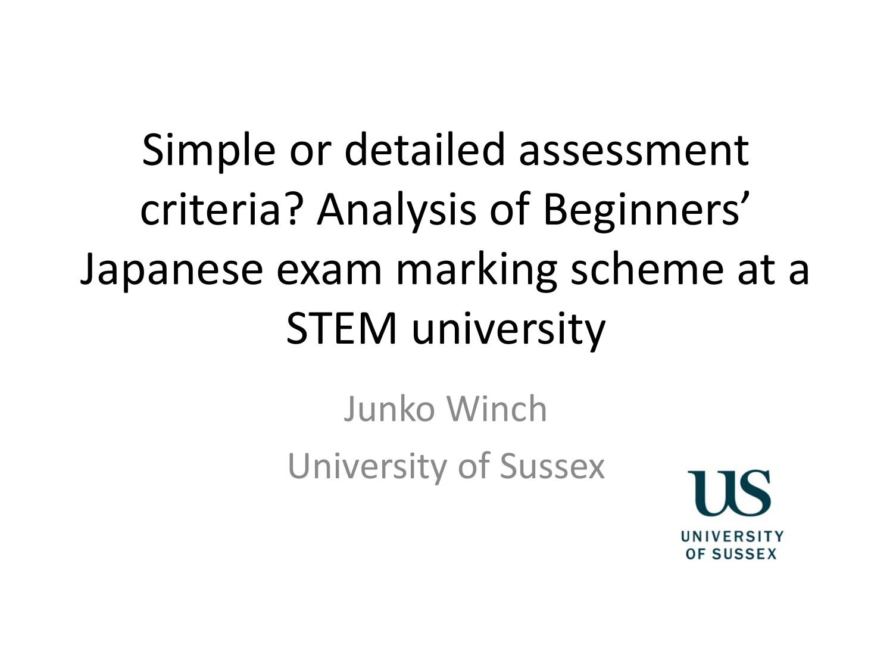# Simple or detailed assessment criteria? Analysis of Beginners' Japanese exam marking scheme at a STEM university

Junko Winch

University of Sussex

UNIVERSITY OF SUSSEX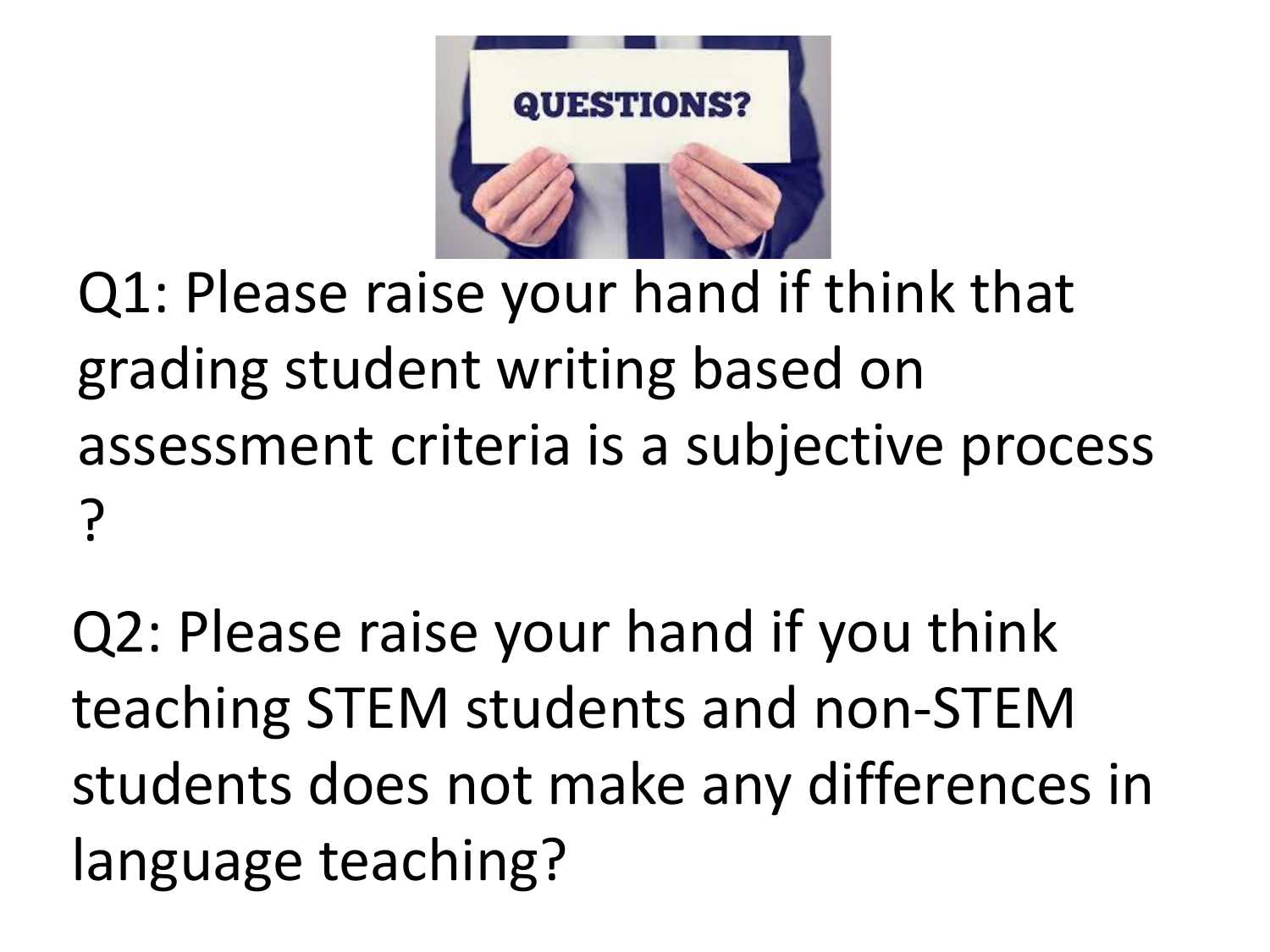Q1: Please raise your hand if think that grading student writing based on assessment criteria is a subjective process ?

Q2: Please raise your hand if you think teaching STEM students and non-STEM students does not make any differences in language teaching?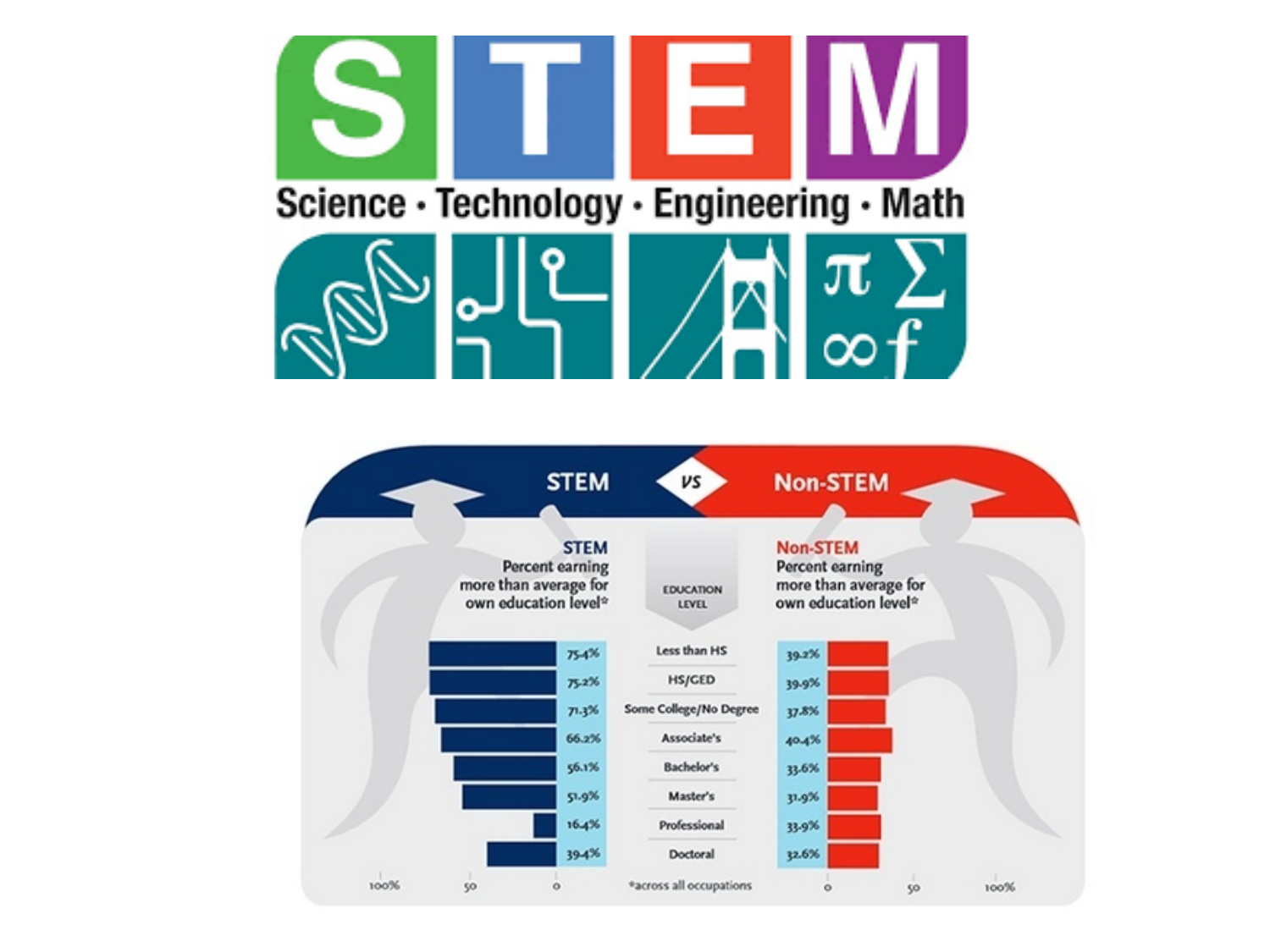STEM

Science · Technology · Engineering · Math

$\pi$ $\Sigma$ $\infty$ $f$

STEM VS Non-STEM

STEM
Percent earning more than average for own education level*

EDUCATION LEVEL

Non-STEM
Percent earning more than average for own education level*

75.4%
Less than HS
39.2%

75.2%
HS/GED
39.9%

71.3%
Some College/No Degree
37.8%

66.2%
Associate's
40.4%

56.1%
Bachelor's
33.6%

51.9%
Master's
31.9%

16.4%
Professional
33.9%

39.4%
Doctoral
32.6%

100%
50
0

*across all occupations

0
50
100%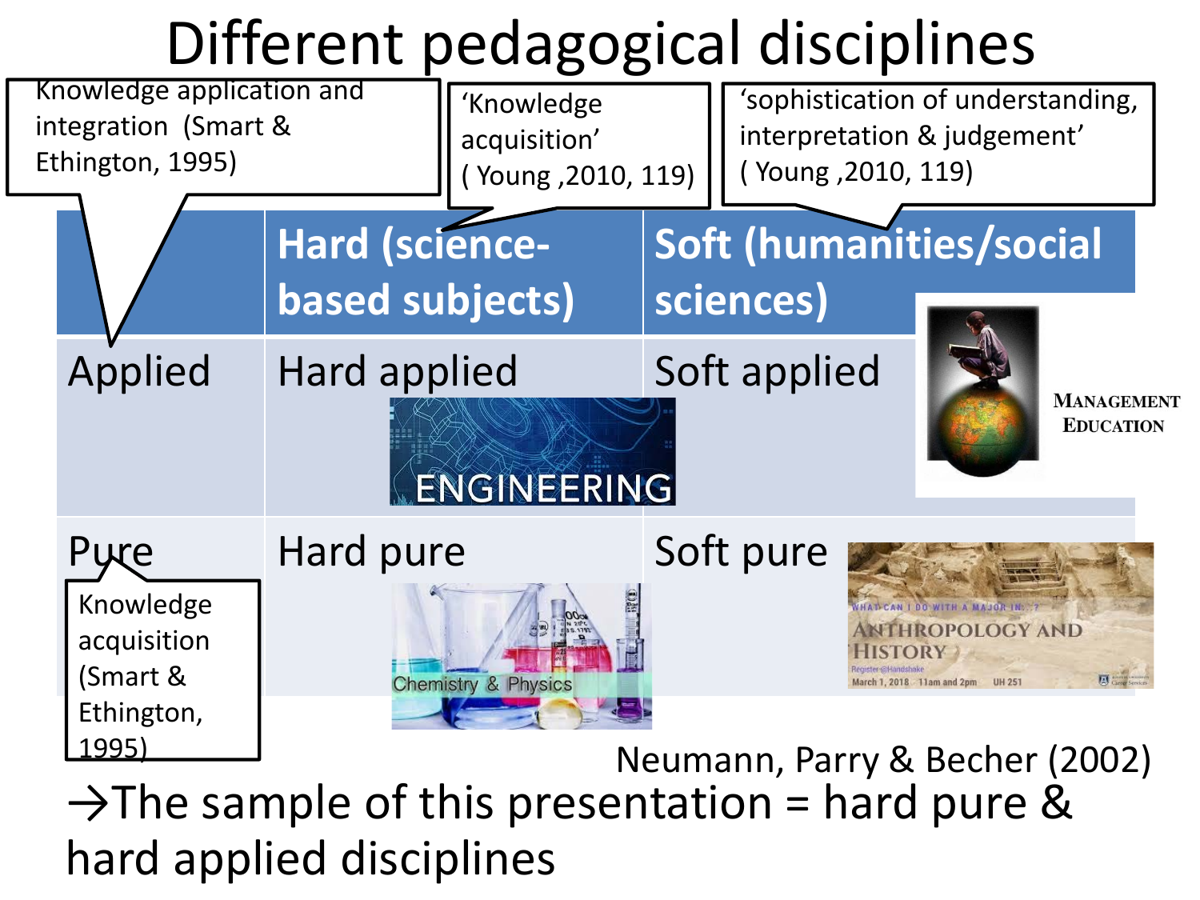# Different pedagogical disciplines

Knowledge application and integration (Smart & Ethington, 1995)

'Knowledge acquisition' ( Young ,2010, 119)

'sophistication of understanding, interpretation & judgement' ( Young ,2010, 119)

| | Hard (science-based subjects) | Soft (humanities/social sciences) |
|---|---|---|
| Applied | Hard applied | Soft applied |
| Pure | Hard pure | Soft pure |

ENGINEERING

MANAGEMENT EDUCATION

Chemistry & Physics

WHAT CAN I DO WITH A MAJOR IN...? ANTHROPOLOGY AND HISTORY

Knowledge acquisition (Smart & Ethington, 1995)

Neumann, Parry & Becher (2002)

→The sample of this presentation = hard pure & hard applied disciplines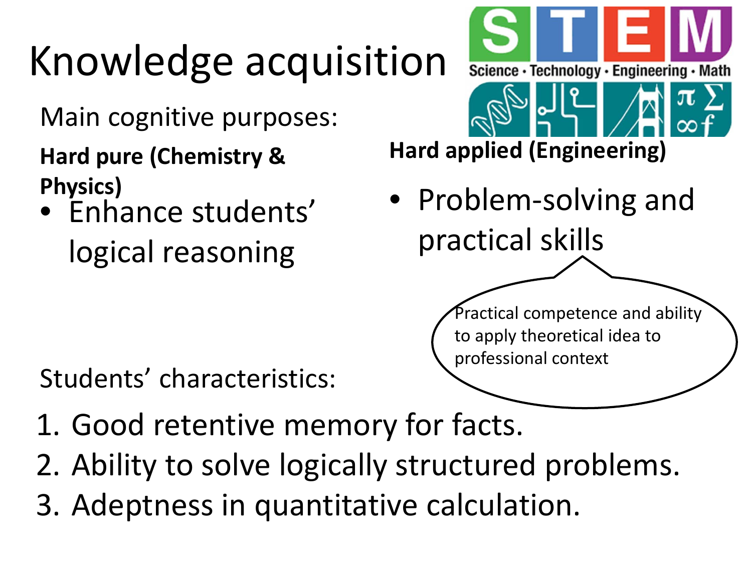# Knowledge acquisition

Main cognitive purposes:

**Hard pure (Chemistry & Physics)**

- Enhance students' logical reasoning

**Hard applied (Engineering)**

- Problem-solving and practical skills

Practical competence and ability to apply theoretical idea to professional context

Students' characteristics:

1. Good retentive memory for facts.
2. Ability to solve logically structured problems.
3. Adeptness in quantitative calculation.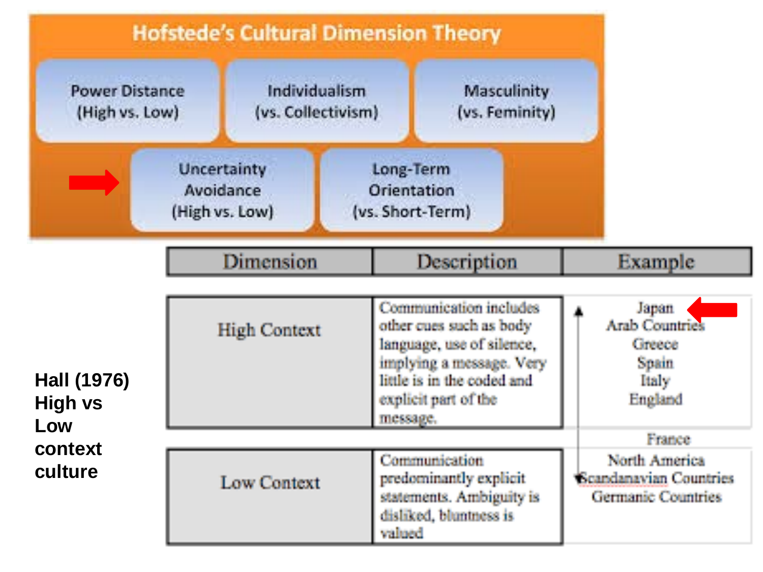## Hofstede's Cultural Dimension Theory

- Power Distance (High vs. Low)
- Individualism (vs. Collectivism)
- Masculinity (vs. Feminity)
- Uncertainty Avoidance (High vs. Low)
- Long-Term Orientation (vs. Short-Term)

**Hall (1976) High vs Low context culture**

| Dimension | Description | Example |
|---|---|---|
| High Context | Communication includes other cues such as body language, use of silence, implying a message. Very little is in the coded and explicit part of the message. | Japan<br>Arab Countries<br>Greece<br>Spain<br>Italy<br>England |
| | | France |
| Low Context | Communication predominantly explicit statements. Ambiguity is disliked, bluntness is valued | North America<br>Scandanavian Countries<br>Germanic Countries |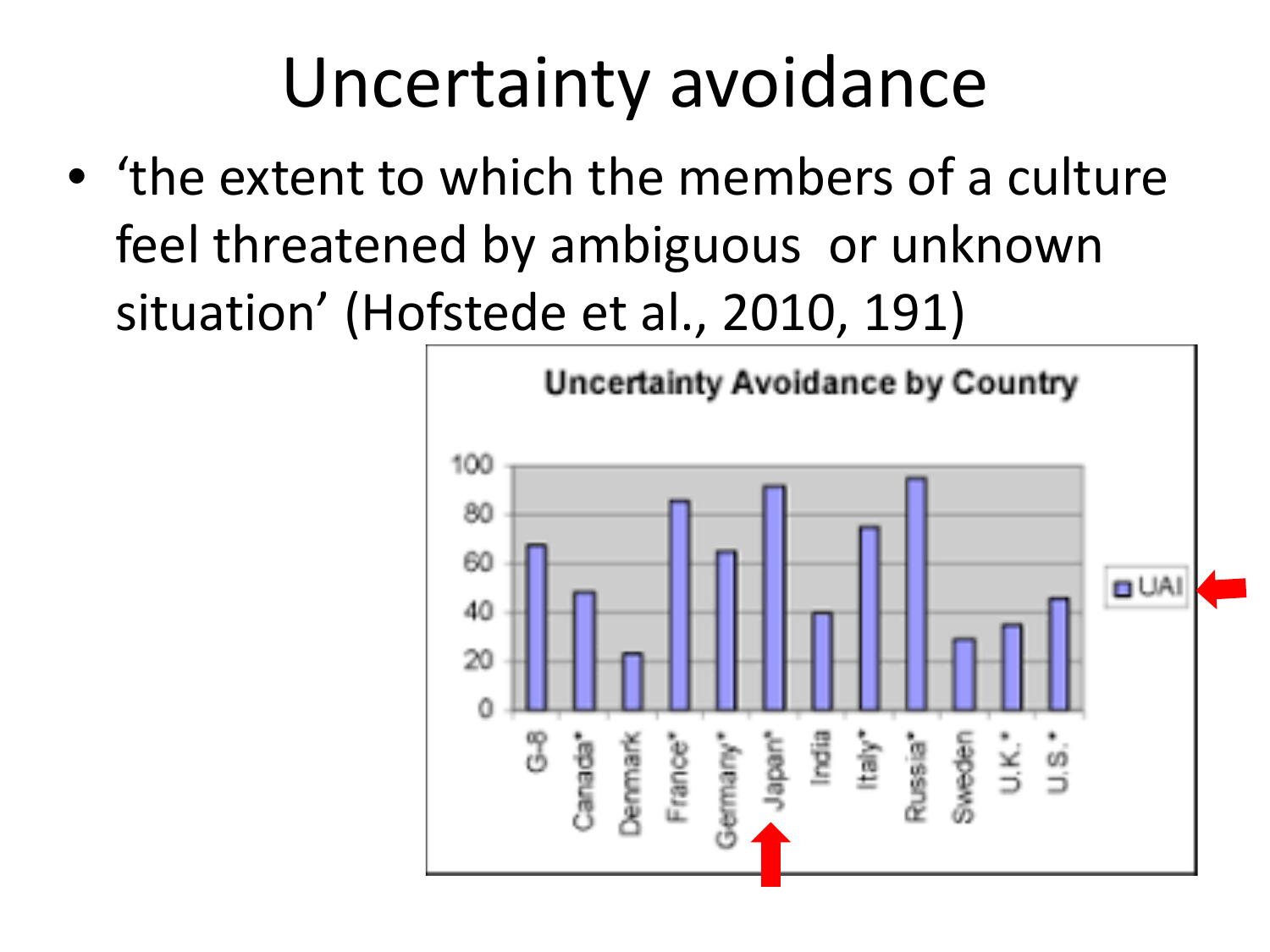# Uncertainty avoidance

- 'the extent to which the members of a culture feel threatened by ambiguous or unknown situation' (Hofstede et al., 2010, 191)

Uncertainty Avoidance by Country

100
80
60
40
20
0

G-8
Canada*
Denmark
France*
Germany*
Japan*
India
Italy*
Russia*
Sweden
U.K.*
U.S.*

UAI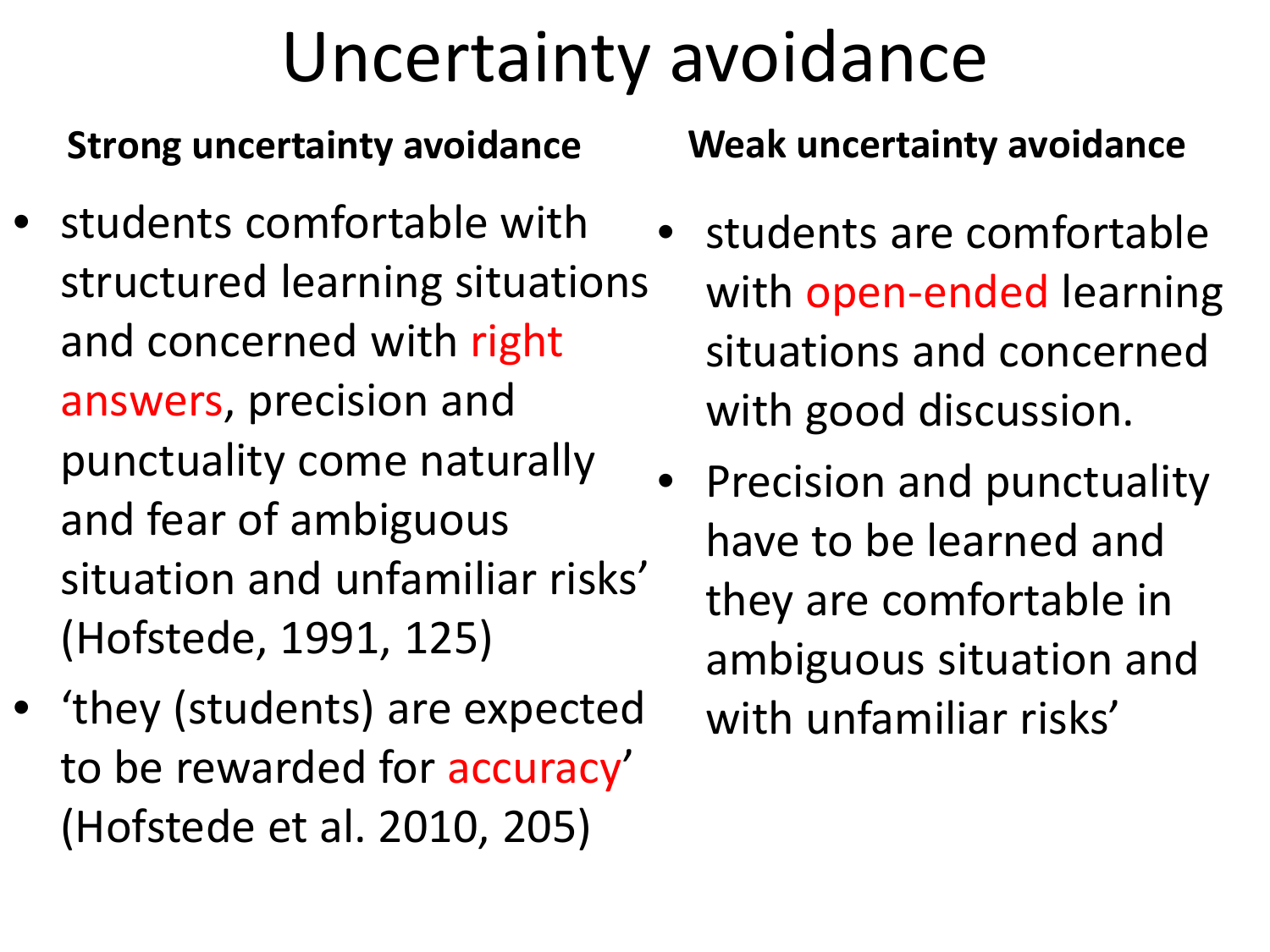# Uncertainty avoidance

**Strong uncertainty avoidance**

- students comfortable with structured learning situations and concerned with right answers, precision and punctuality come naturally and fear of ambiguous situation and unfamiliar risks' (Hofstede, 1991, 125)
- 'they (students) are expected to be rewarded for accuracy' (Hofstede et al. 2010, 205)

**Weak uncertainty avoidance**

- students are comfortable with open-ended learning situations and concerned with good discussion.
- Precision and punctuality have to be learned and they are comfortable in ambiguous situation and with unfamiliar risks'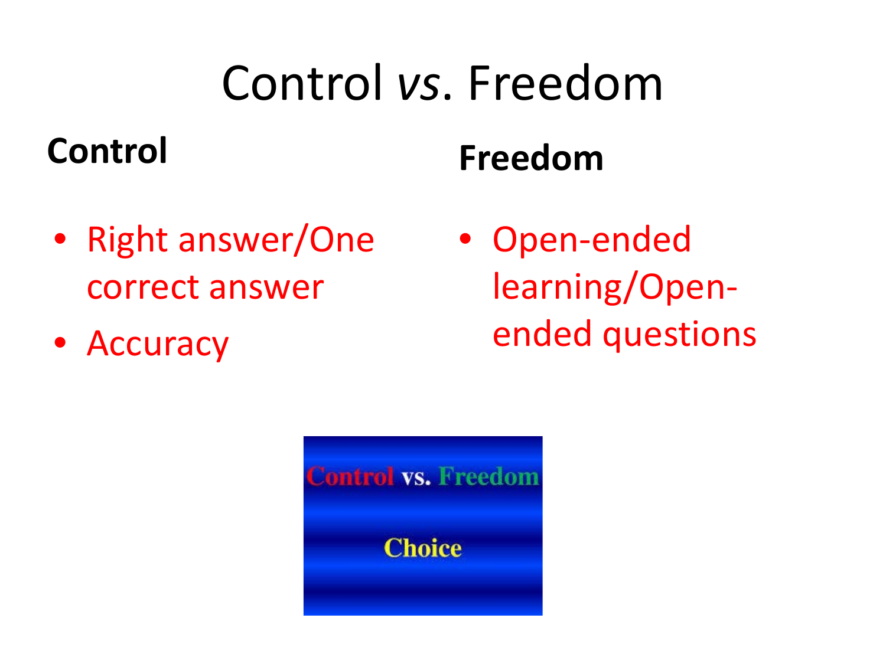# Control *vs.* Freedom

**Control**

- Right answer/One correct answer
- Accuracy

**Freedom**

- Open-ended learning/Open-ended questions

Control vs. Freedom

Choice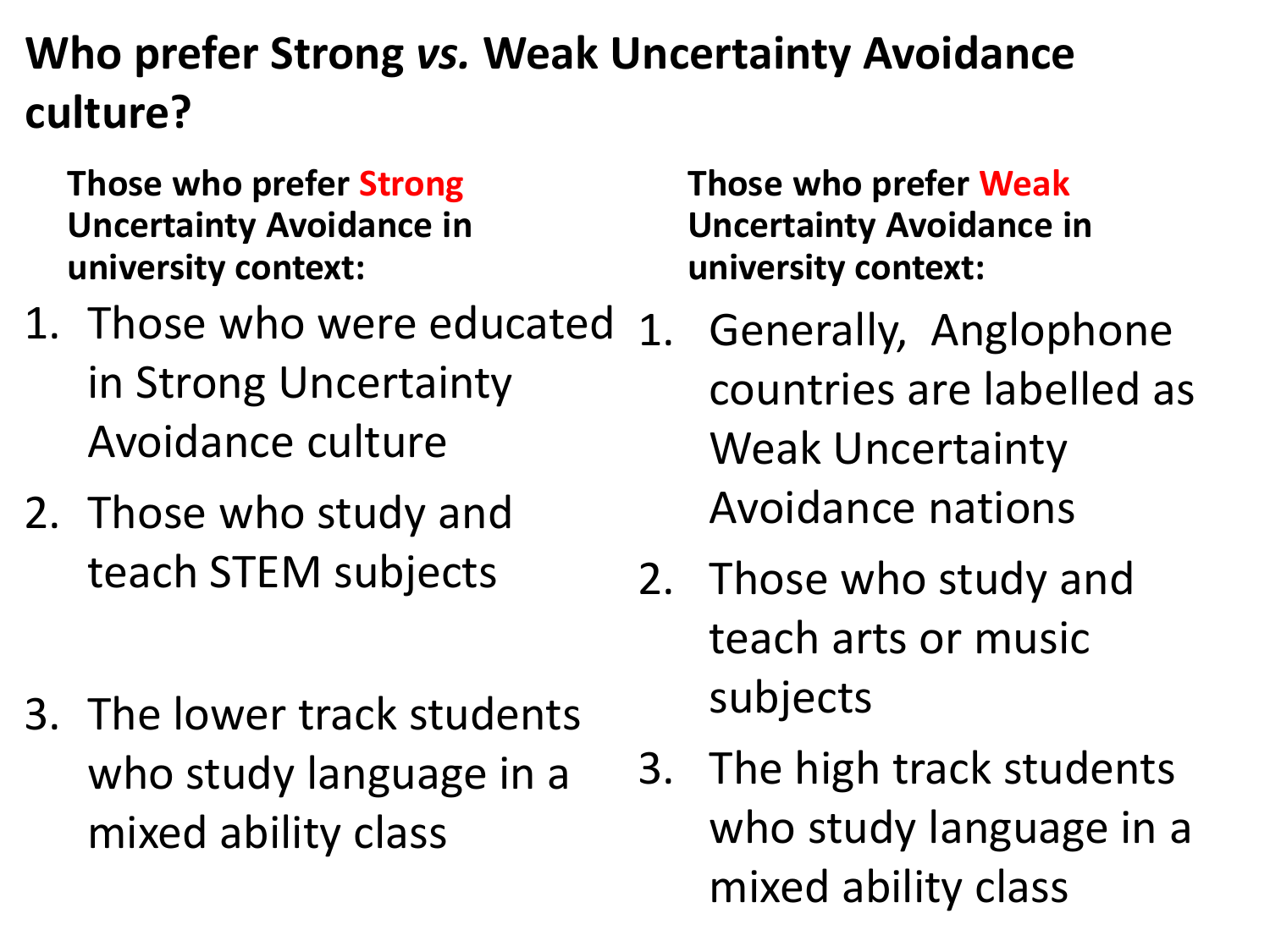# Who prefer Strong *vs.* Weak Uncertainty Avoidance culture?

**Those who prefer Strong Uncertainty Avoidance in university context:**

1. Those who were educated in Strong Uncertainty Avoidance culture
2. Those who study and teach STEM subjects
3. The lower track students who study language in a mixed ability class

**Those who prefer Weak Uncertainty Avoidance in university context:**

1. Generally, Anglophone countries are labelled as Weak Uncertainty Avoidance nations
2. Those who study and teach arts or music subjects
3. The high track students who study language in a mixed ability class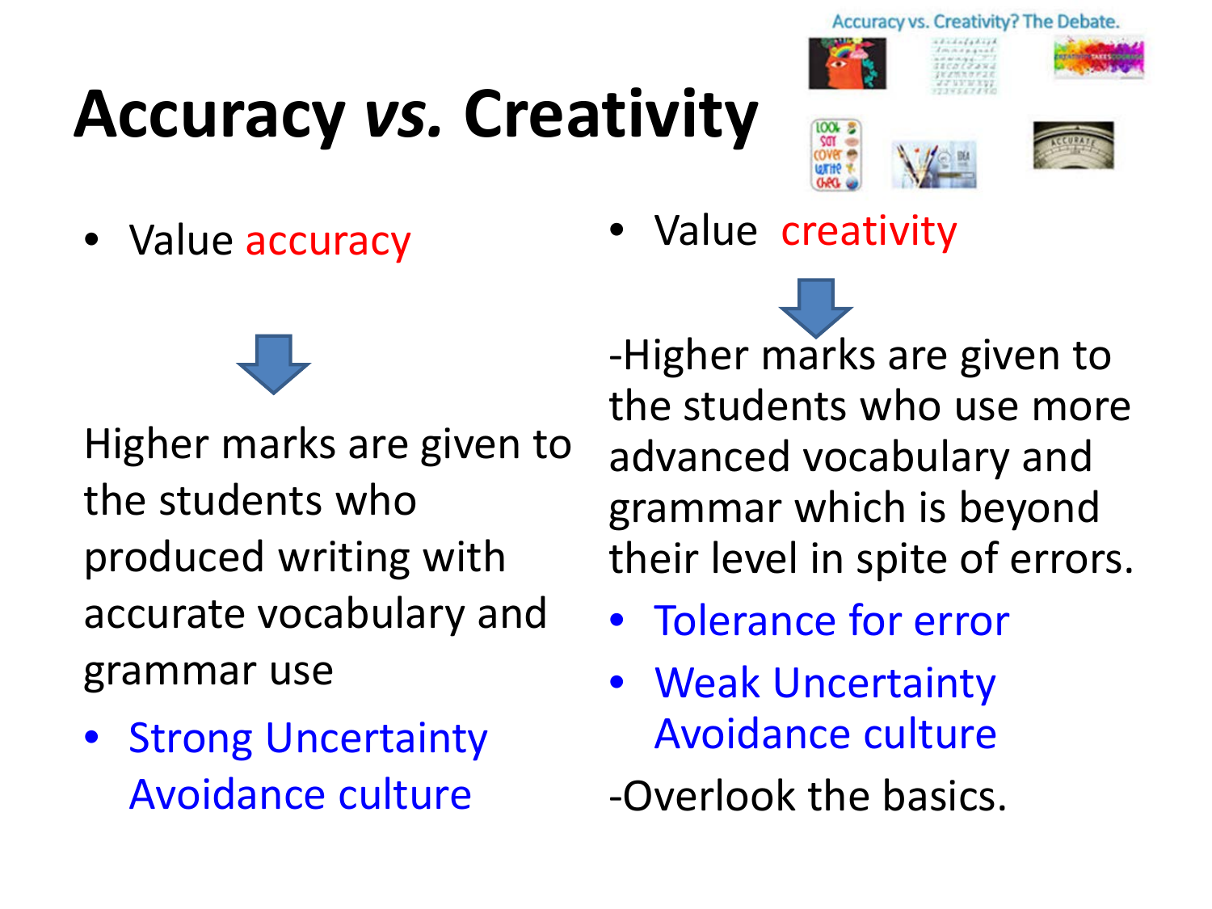# Accuracy *vs.* Creativity

- Value accuracy

Higher marks are given to the students who produced writing with accurate vocabulary and grammar use

- Strong Uncertainty Avoidance culture

- Value creativity

-Higher marks are given to the students who use more advanced vocabulary and grammar which is beyond their level in spite of errors.

- Tolerance for error
- Weak Uncertainty Avoidance culture

-Overlook the basics.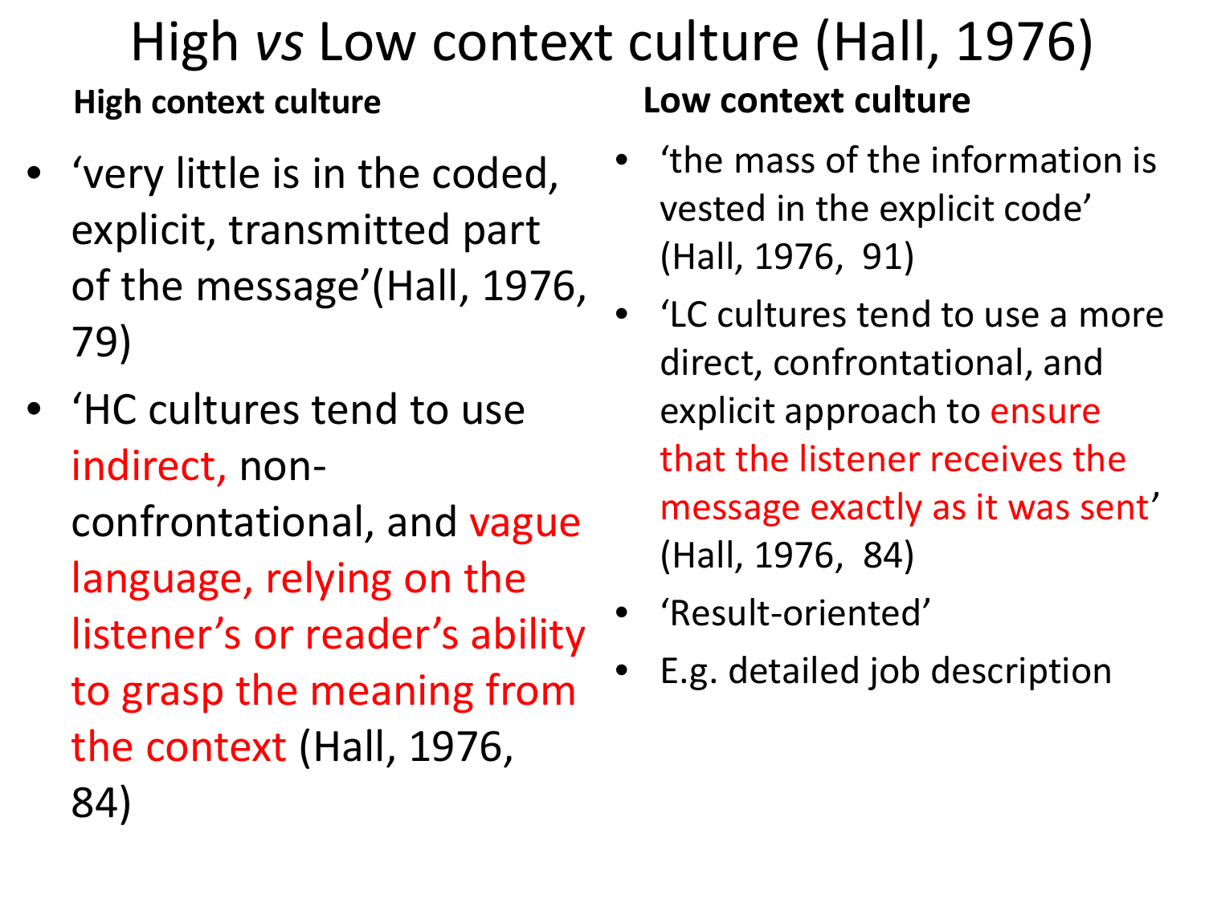# High *vs* Low context culture (Hall, 1976)

**High context culture**

- 'very little is in the coded, explicit, transmitted part of the message'(Hall, 1976, 79)
- 'HC cultures tend to use indirect, non-confrontational, and vague language, relying on the listener's or reader's ability to grasp the meaning from the context (Hall, 1976, 84)

**Low context culture**

- 'the mass of the information is vested in the explicit code' (Hall, 1976, 91)
- 'LC cultures tend to use a more direct, confrontational, and explicit approach to ensure that the listener receives the message exactly as it was sent' (Hall, 1976, 84)
- 'Result-oriented'
- E.g. detailed job description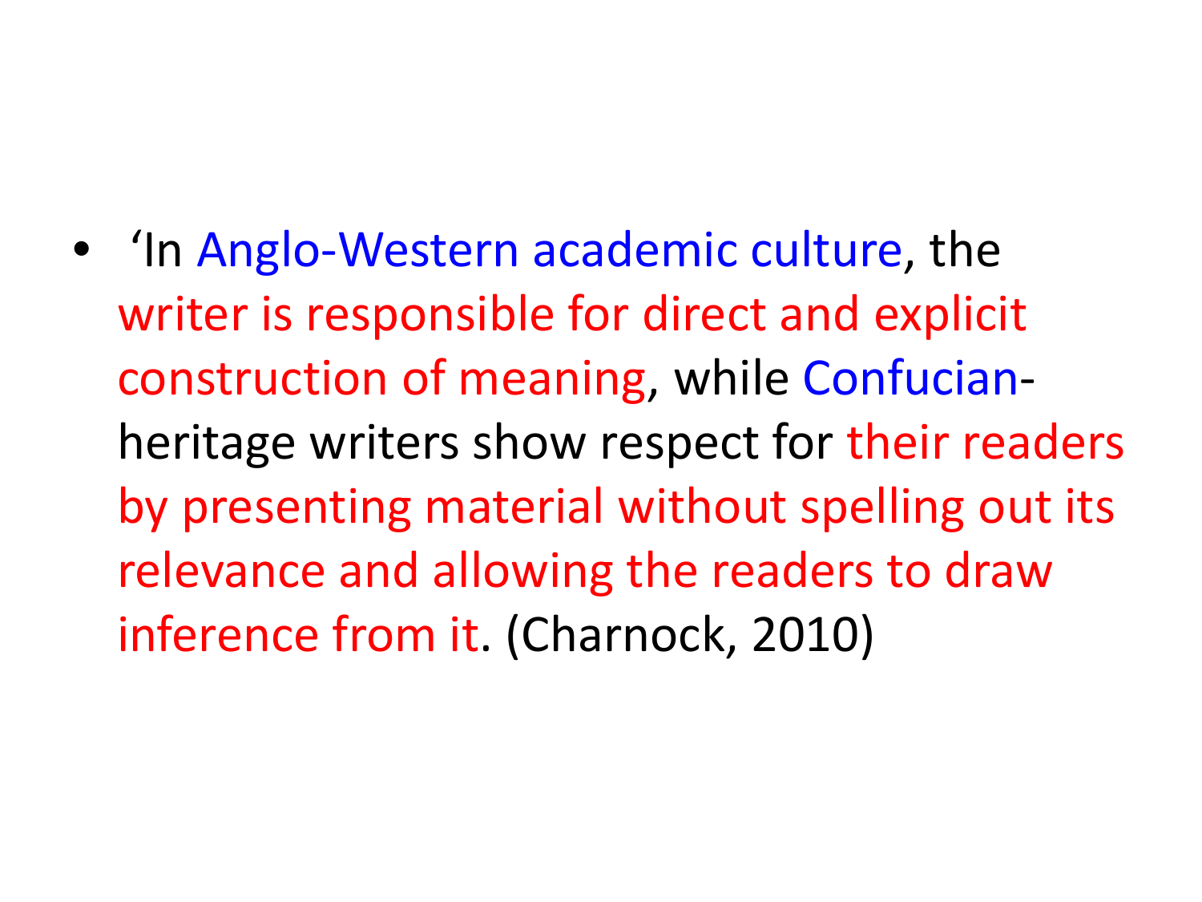- ‘In Anglo-Western academic culture, the writer is responsible for direct and explicit construction of meaning, while Confucian-heritage writers show respect for their readers by presenting material without spelling out its relevance and allowing the readers to draw inference from it. (Charnock, 2010)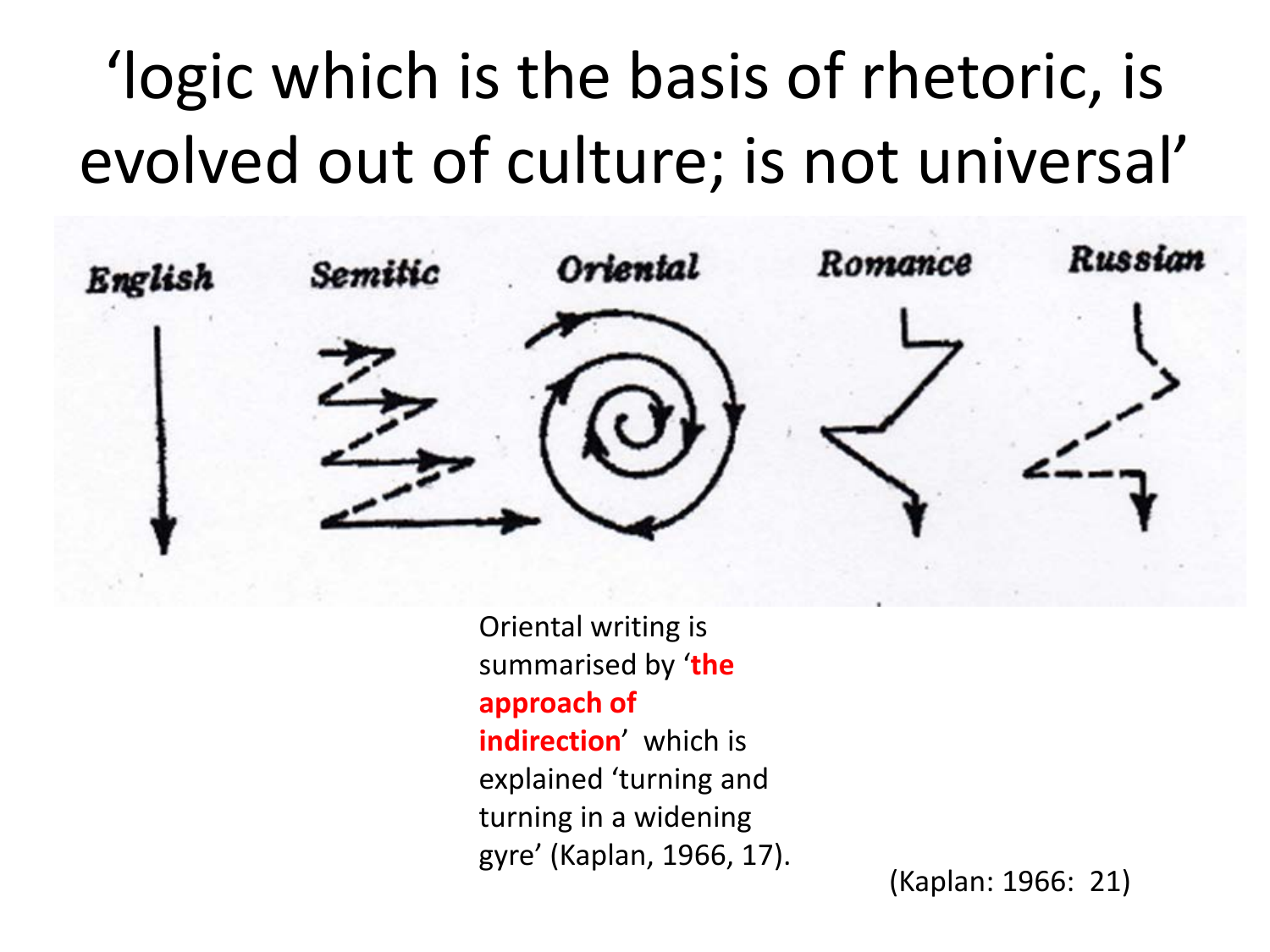# ‘logic which is the basis of rhetoric, is evolved out of culture; is not universal’

English

Semitic

Oriental

Romance

Russian

Oriental writing is summarised by ‘**the approach of indirection**’ which is explained ‘turning and turning in a widening gyre’ (Kaplan, 1966, 17).

(Kaplan: 1966: 21)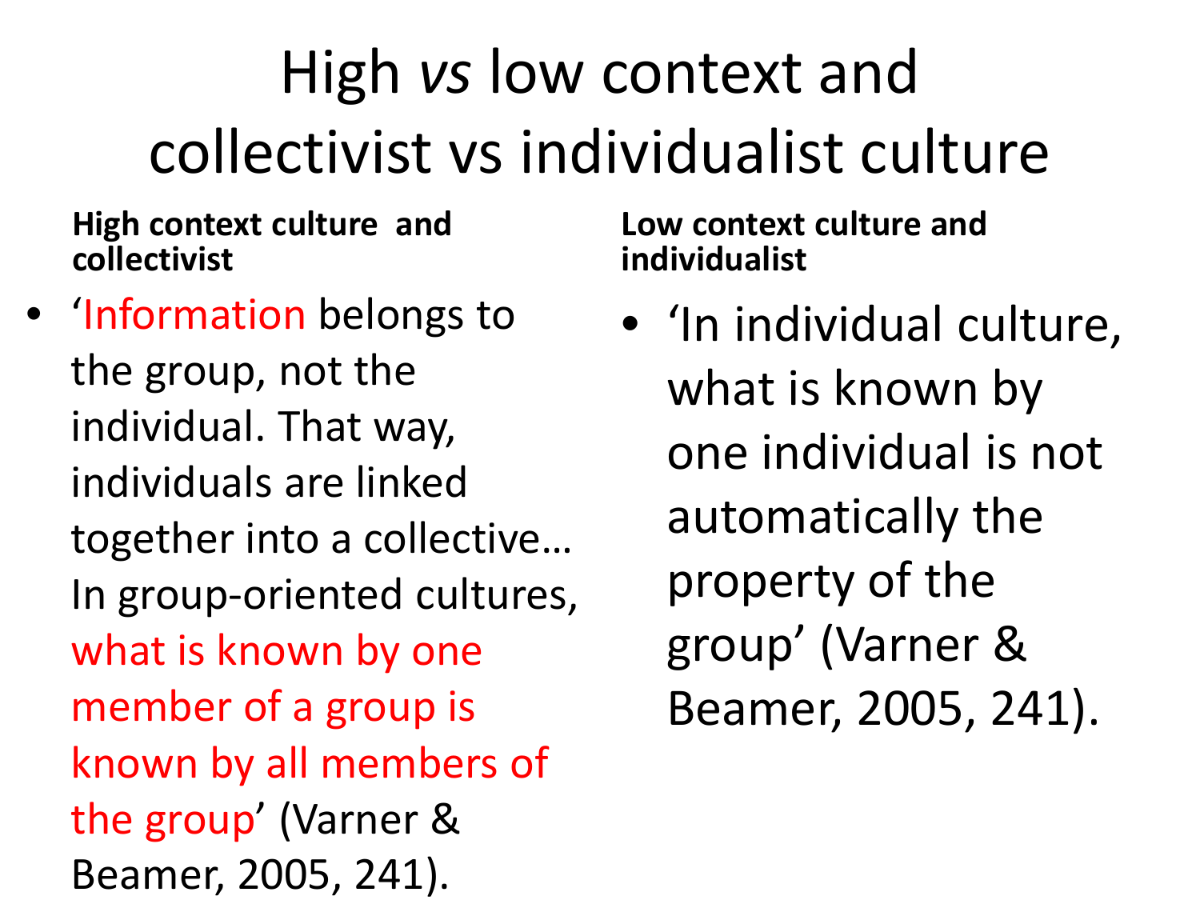# High *vs* low context and collectivist vs individualist culture

**High context culture and collectivist**

- 'Information belongs to the group, not the individual. That way, individuals are linked together into a collective… In group-oriented cultures, what is known by one member of a group is known by all members of the group' (Varner & Beamer, 2005, 241).

**Low context culture and individualist**

- 'In individual culture, what is known by one individual is not automatically the property of the group' (Varner & Beamer, 2005, 241).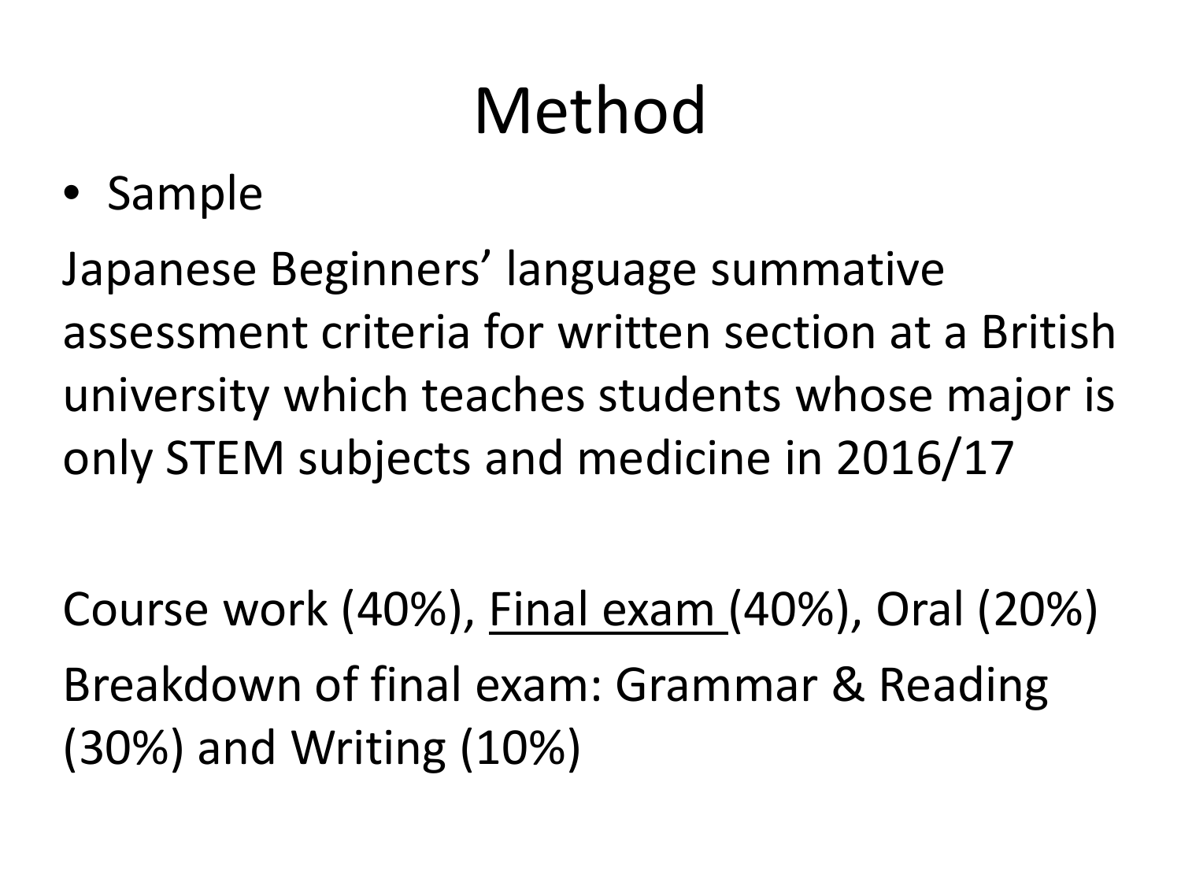# Method

- Sample

Japanese Beginners' language summative assessment criteria for written section at a British university which teaches students whose major is only STEM subjects and medicine in 2016/17

Course work (40%), Final exam (40%), Oral (20%)

Breakdown of final exam: Grammar & Reading (30%) and Writing (10%)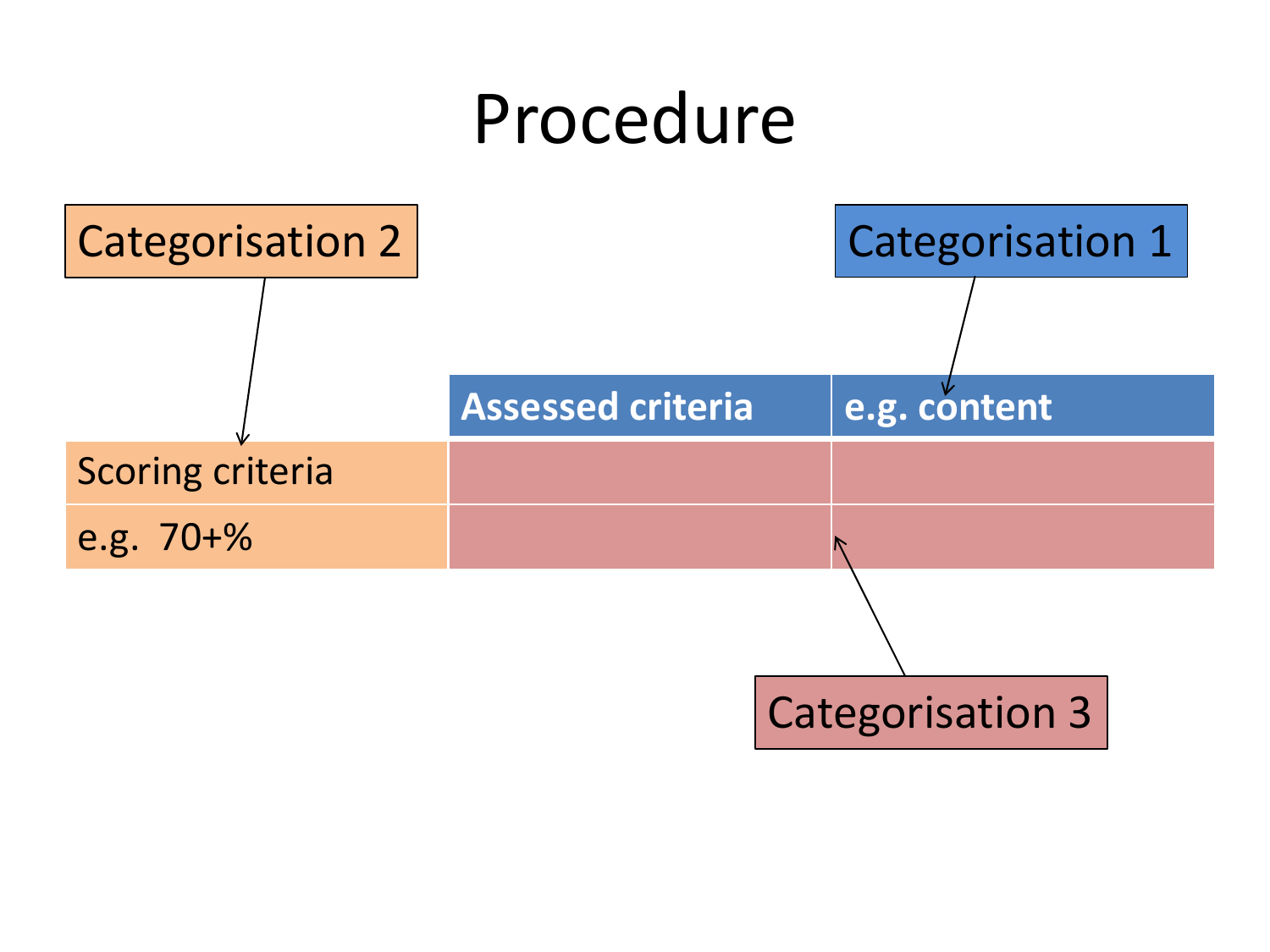# Procedure

Categorisation 2

Categorisation 1

| | Assessed criteria | e.g. content |
|---|---|---|
| Scoring criteria | | |
| e.g.  70+% | | |

Categorisation 3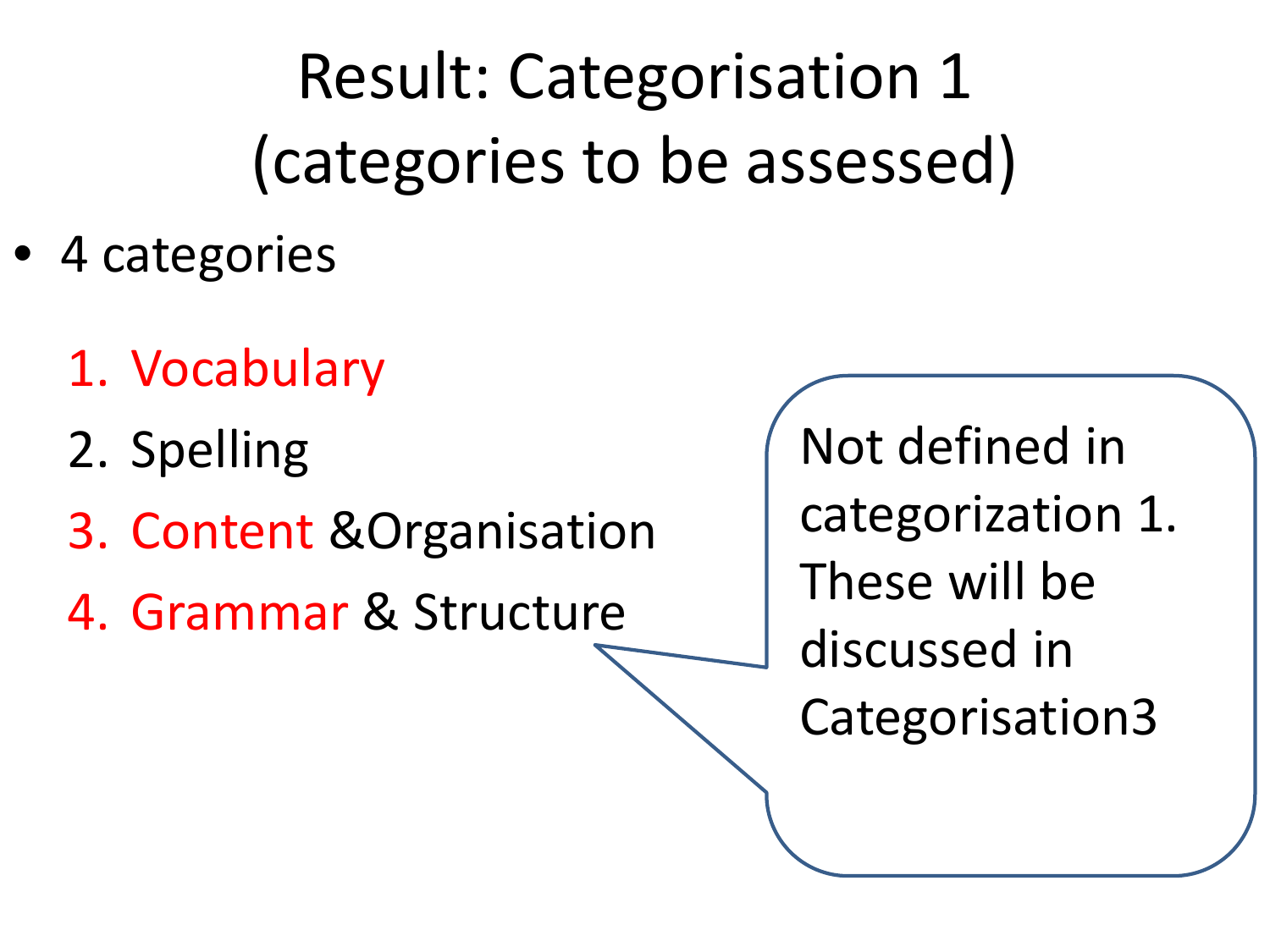# Result: Categorisation 1 (categories to be assessed)

- 4 categories

1. Vocabulary
2. Spelling
3. Content &Organisation
4. Grammar & Structure

Not defined in categorization 1. These will be discussed in Categorisation3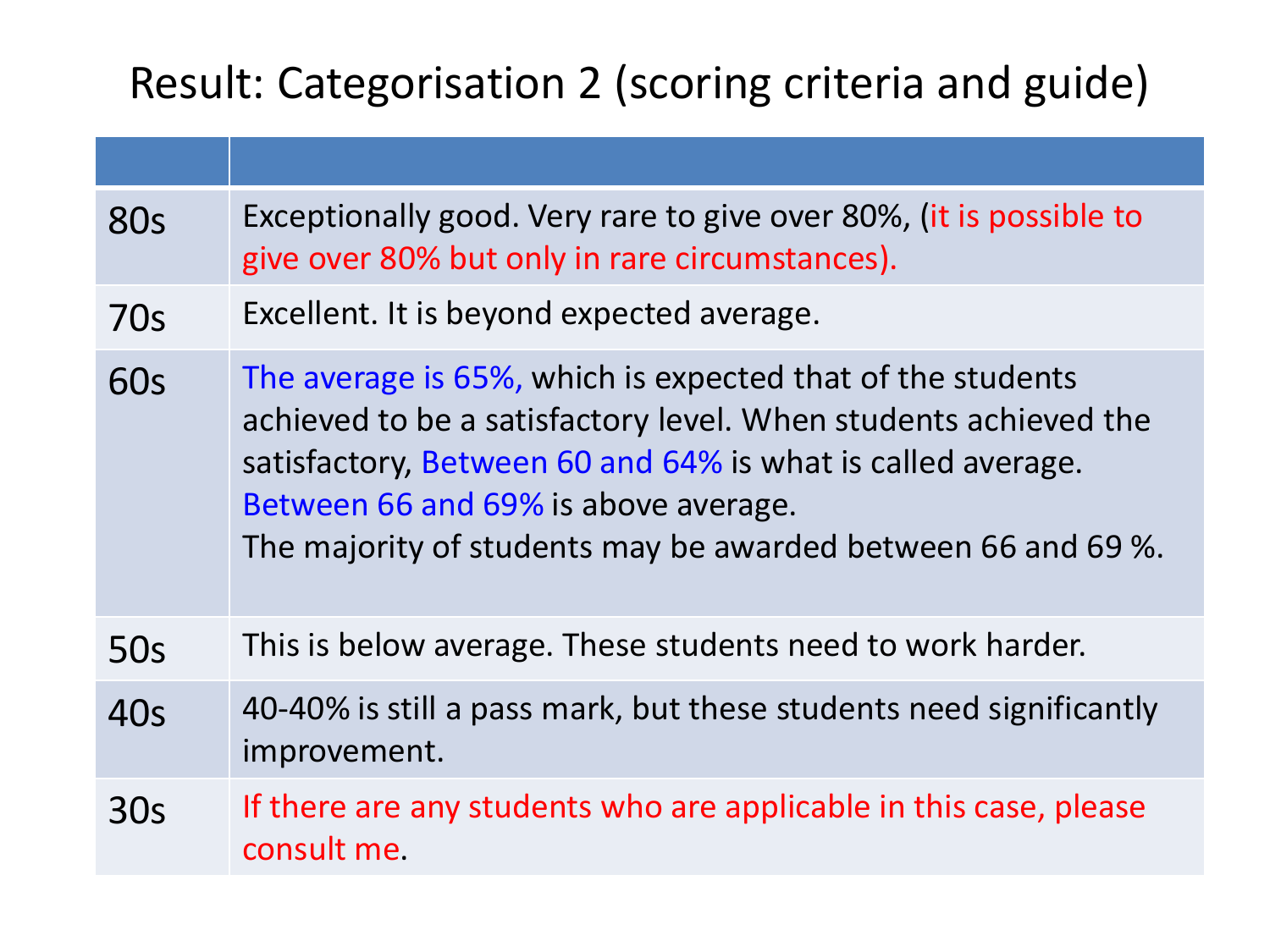# Result: Categorisation 2 (scoring criteria and guide)

| | |
|---|---|
| 80s | Exceptionally good. Very rare to give over 80%, (it is possible to give over 80% but only in rare circumstances). |
| 70s | Excellent. It is beyond expected average. |
| 60s | The average is 65%, which is expected that of the students achieved to be a satisfactory level. When students achieved the satisfactory, Between 60 and 64% is what is called average. Between 66 and 69% is above average. The majority of students may be awarded between 66 and 69 %. |
| 50s | This is below average. These students need to work harder. |
| 40s | 40-40% is still a pass mark, but these students need significantly improvement. |
| 30s | If there are any students who are applicable in this case, please consult me. |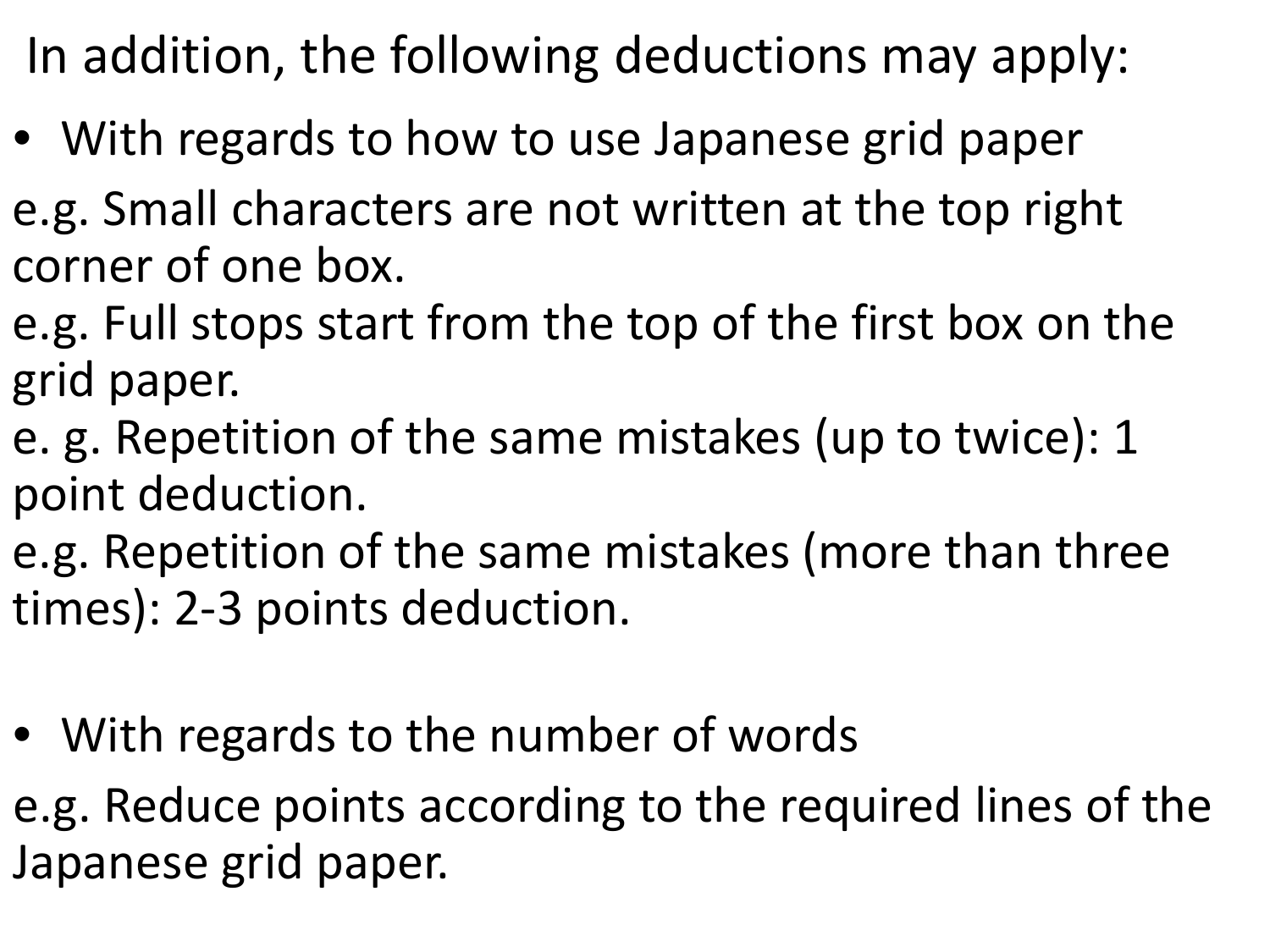In addition, the following deductions may apply:

- With regards to how to use Japanese grid paper

e.g. Small characters are not written at the top right corner of one box.
e.g. Full stops start from the top of the first box on the grid paper.
e. g. Repetition of the same mistakes (up to twice): 1 point deduction.
e.g. Repetition of the same mistakes (more than three times): 2-3 points deduction.

- With regards to the number of words

e.g. Reduce points according to the required lines of the Japanese grid paper.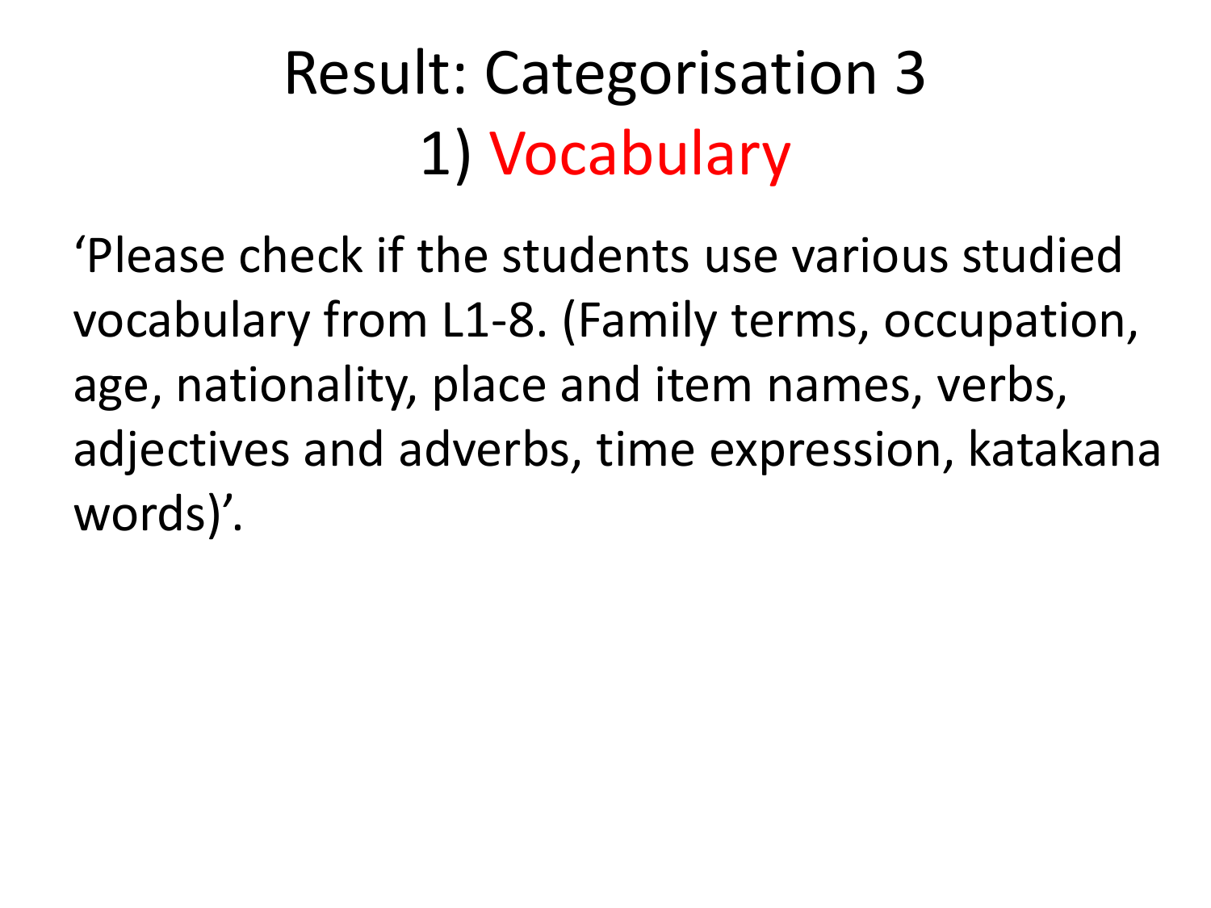# Result: Categorisation 3
# 1) Vocabulary

‘Please check if the students use various studied vocabulary from L1-8. (Family terms, occupation, age, nationality, place and item names, verbs, adjectives and adverbs, time expression, katakana words)’.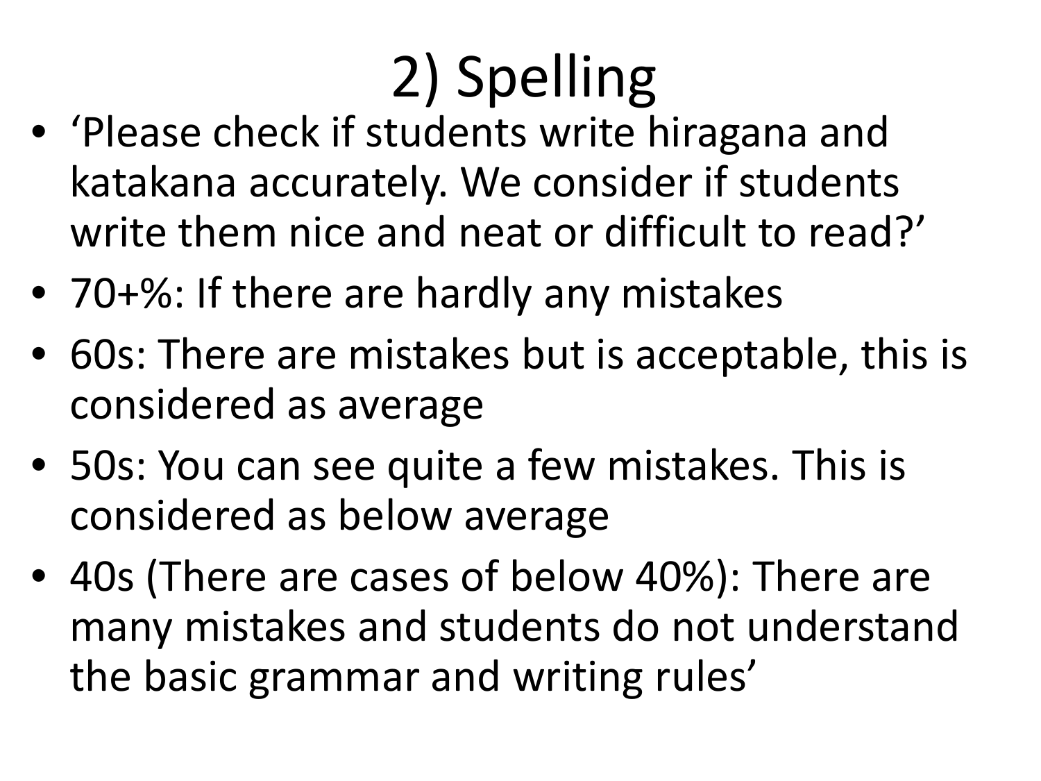# 2) Spelling

- ‘Please check if students write hiragana and katakana accurately. We consider if students write them nice and neat or difficult to read?’
- 70+%: If there are hardly any mistakes
- 60s: There are mistakes but is acceptable, this is considered as average
- 50s: You can see quite a few mistakes. This is considered as below average
- 40s (There are cases of below 40%): There are many mistakes and students do not understand the basic grammar and writing rules’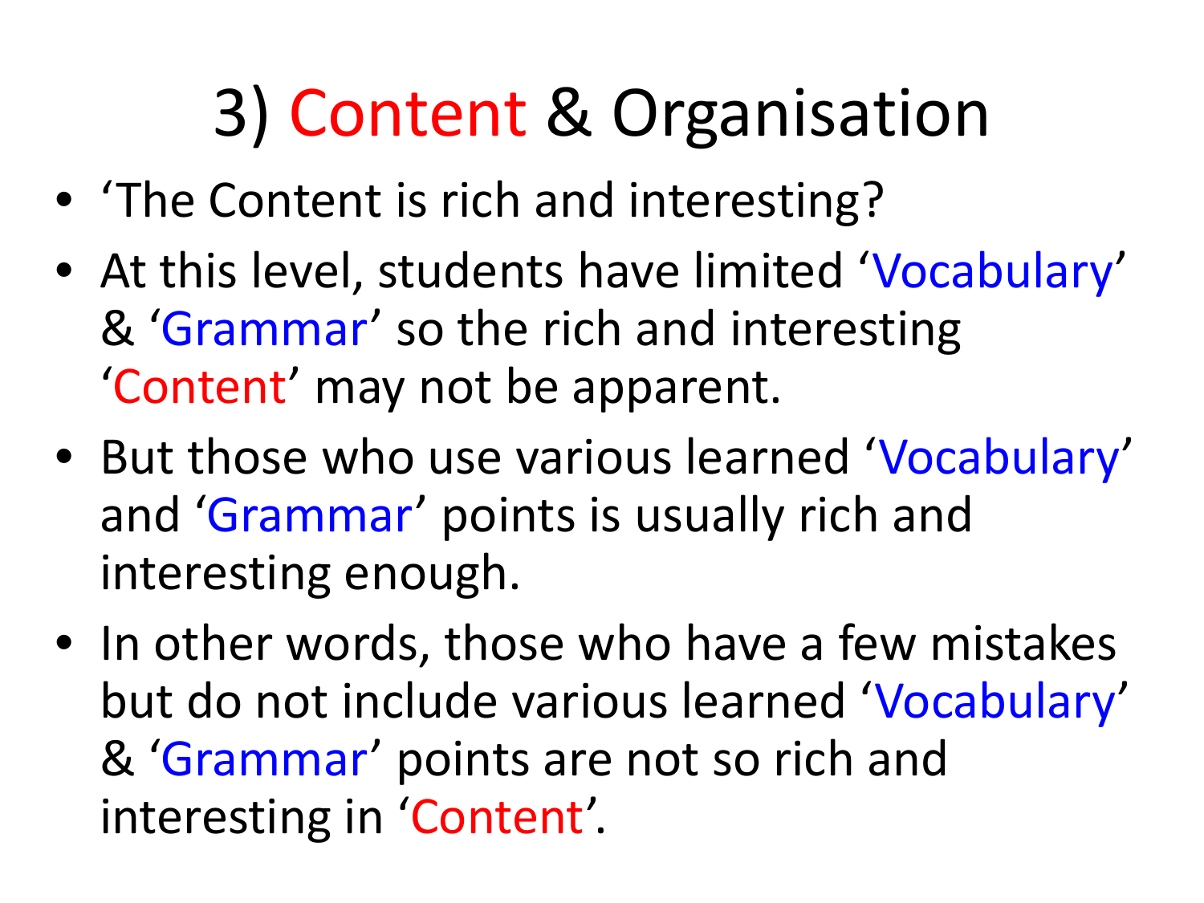# 3) Content & Organisation

- 'The Content is rich and interesting?
- At this level, students have limited 'Vocabulary' & 'Grammar' so the rich and interesting 'Content' may not be apparent.
- But those who use various learned 'Vocabulary' and 'Grammar' points is usually rich and interesting enough.
- In other words, those who have a few mistakes but do not include various learned 'Vocabulary' & 'Grammar' points are not so rich and interesting in 'Content'.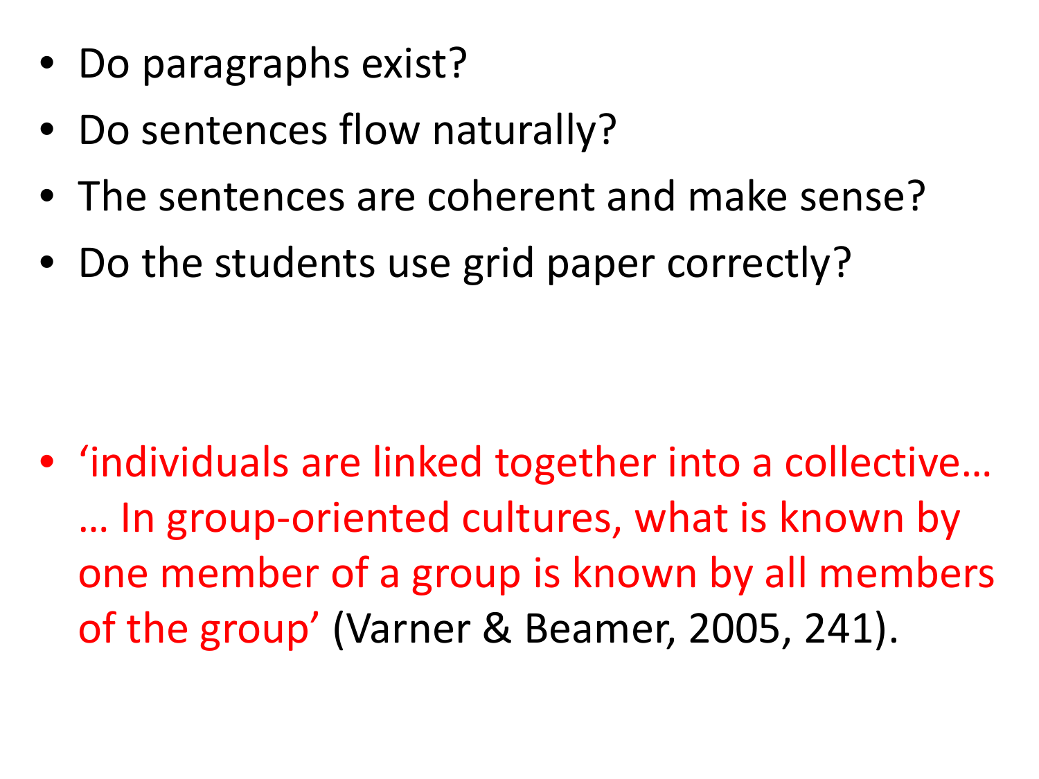- Do paragraphs exist?
- Do sentences flow naturally?
- The sentences are coherent and make sense?
- Do the students use grid paper correctly?

- 'individuals are linked together into a collective… … In group-oriented cultures, what is known by one member of a group is known by all members of the group' (Varner & Beamer, 2005, 241).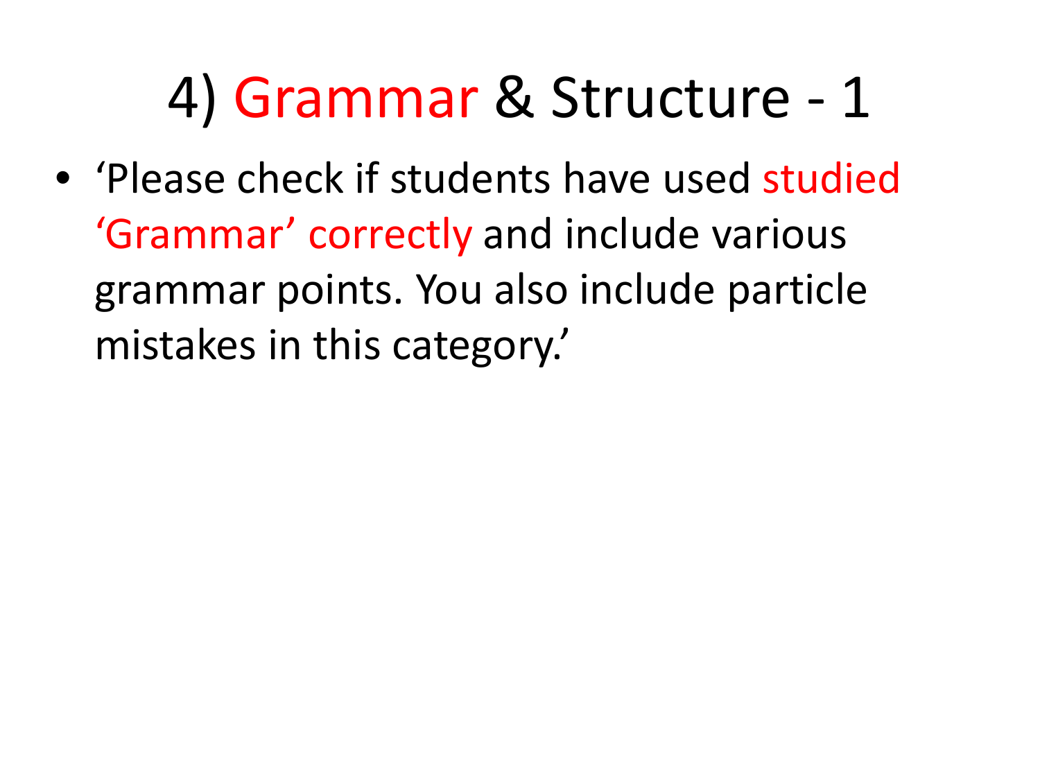# 4) Grammar & Structure - 1

- ‘Please check if students have used studied ‘Grammar’ correctly and include various grammar points. You also include particle mistakes in this category.’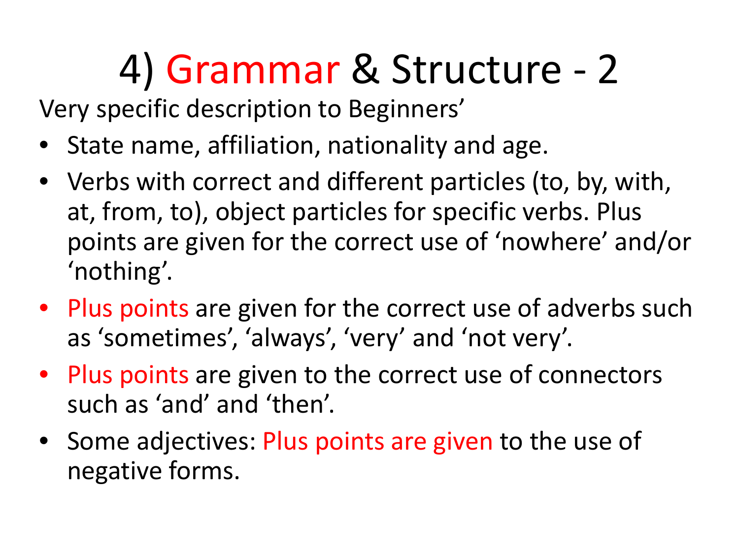# 4) Grammar & Structure - 2

Very specific description to Beginners'

- State name, affiliation, nationality and age.
- Verbs with correct and different particles (to, by, with, at, from, to), object particles for specific verbs. Plus points are given for the correct use of 'nowhere' and/or 'nothing'.
- Plus points are given for the correct use of adverbs such as 'sometimes', 'always', 'very' and 'not very'.
- Plus points are given to the correct use of connectors such as 'and' and 'then'.
- Some adjectives: Plus points are given to the use of negative forms.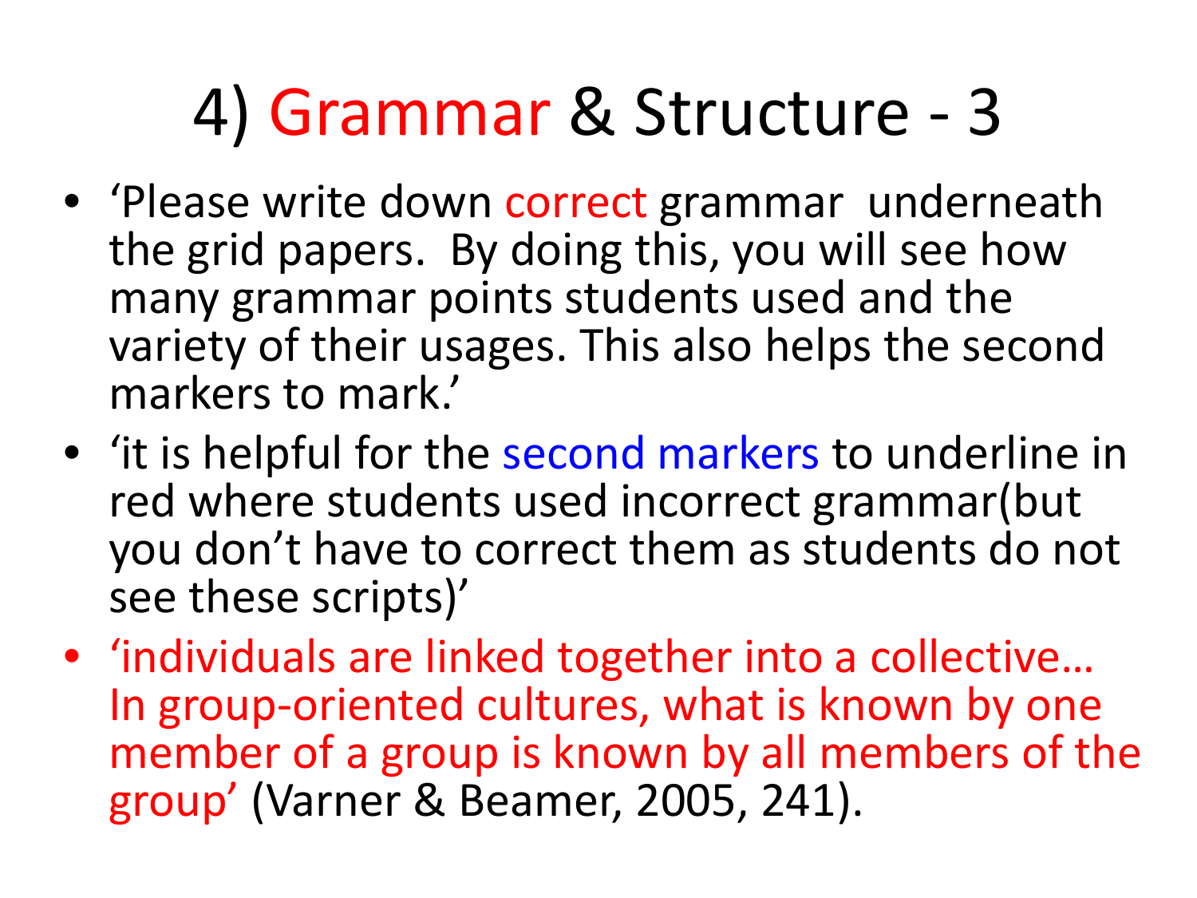# 4) Grammar & Structure - 3

- 'Please write down correct grammar  underneath the grid papers.  By doing this, you will see how many grammar points students used and the variety of their usages. This also helps the second markers to mark.'
- 'it is helpful for the second markers to underline in red where students used incorrect grammar(but you don't have to correct them as students do not see these scripts)'
- 'individuals are linked together into a collective… In group-oriented cultures, what is known by one member of a group is known by all members of the group' (Varner & Beamer, 2005, 241).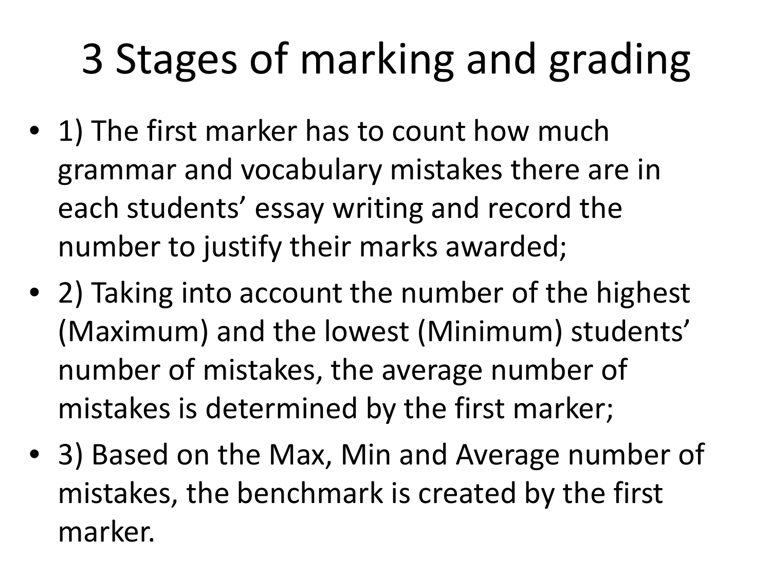# 3 Stages of marking and grading

- 1) The first marker has to count how much grammar and vocabulary mistakes there are in each students' essay writing and record the number to justify their marks awarded;
- 2) Taking into account the number of the highest (Maximum) and the lowest (Minimum) students' number of mistakes, the average number of mistakes is determined by the first marker;
- 3) Based on the Max, Min and Average number of mistakes, the benchmark is created by the first marker.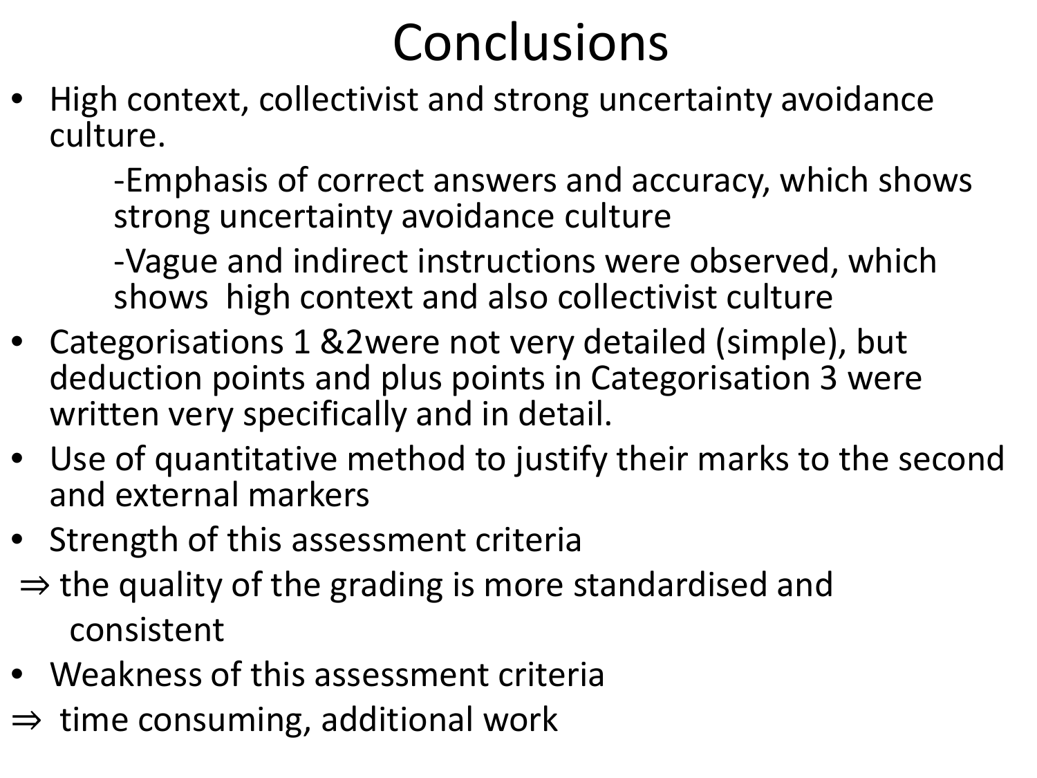# Conclusions

- High context, collectivist and strong uncertainty avoidance culture.
  - -Emphasis of correct answers and accuracy, which shows strong uncertainty avoidance culture
  - -Vague and indirect instructions were observed, which shows high context and also collectivist culture
- Categorisations 1 &2were not very detailed (simple), but deduction points and plus points in Categorisation 3 were written very specifically and in detail.
- Use of quantitative method to justify their marks to the second and external markers
- Strength of this assessment criteria

⇒ the quality of the grading is more standardised and consistent

- Weakness of this assessment criteria

⇒ time consuming, additional work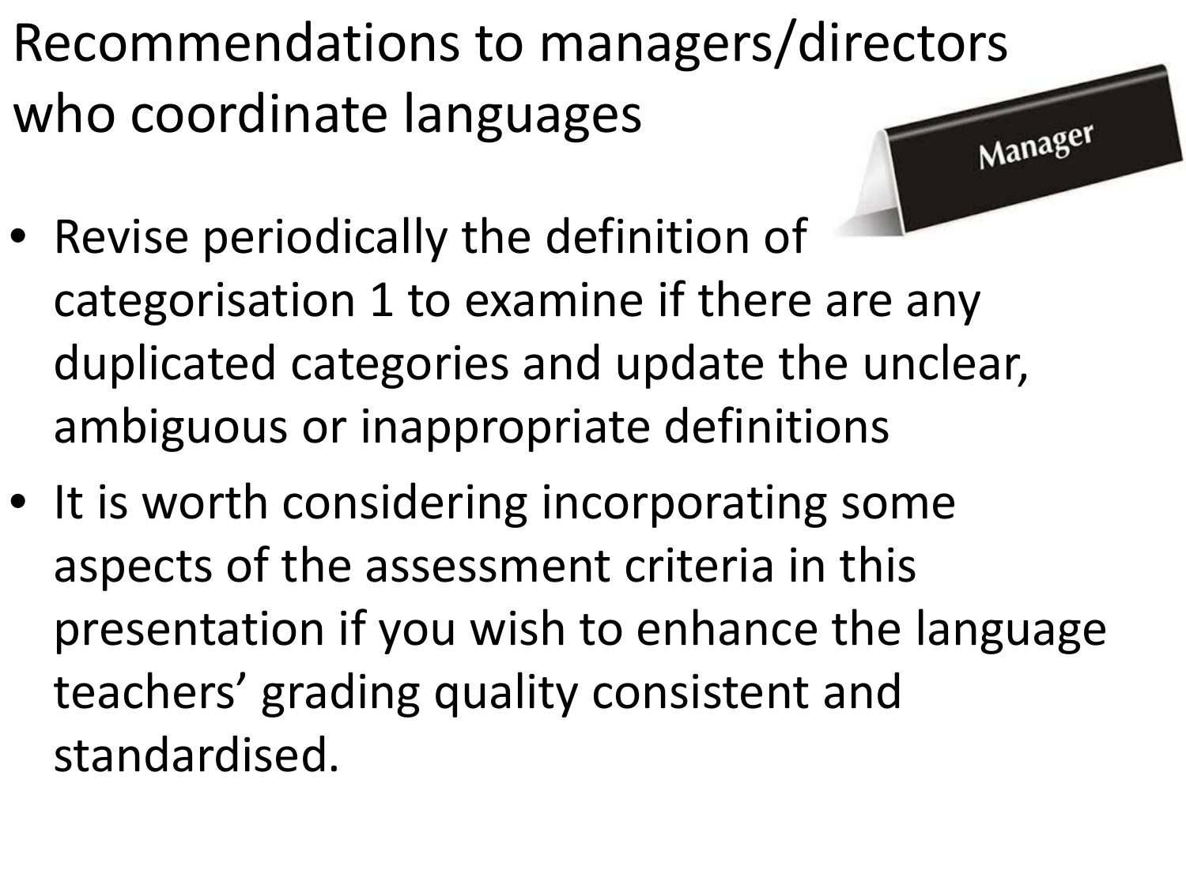# Recommendations to managers/directors who coordinate languages

- Revise periodically the definition of categorisation 1 to examine if there are any duplicated categories and update the unclear, ambiguous or inappropriate definitions
- It is worth considering incorporating some aspects of the assessment criteria in this presentation if you wish to enhance the language teachers' grading quality consistent and standardised.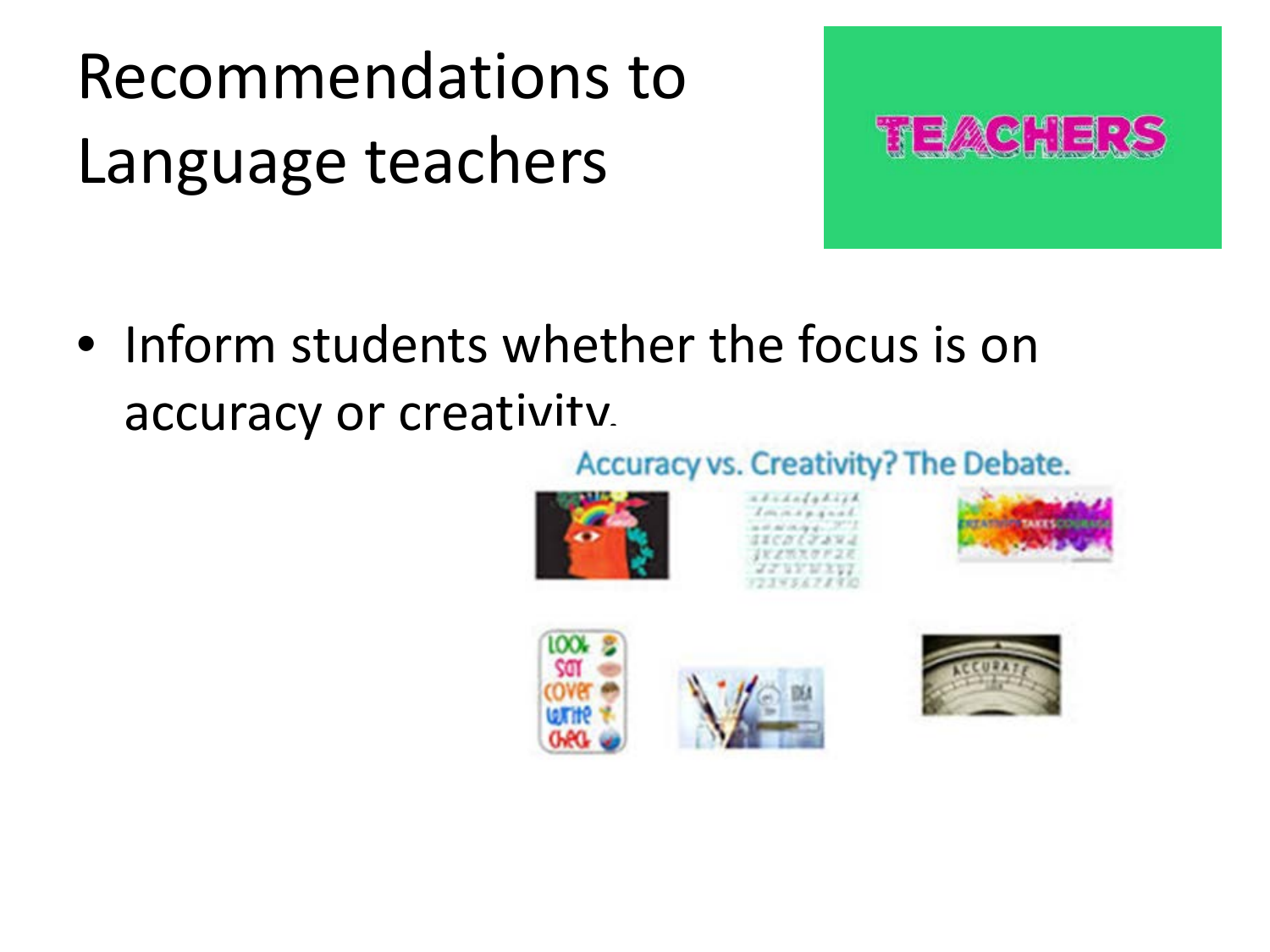# Recommendations to Language teachers

- Inform students whether the focus is on accuracy or creativity.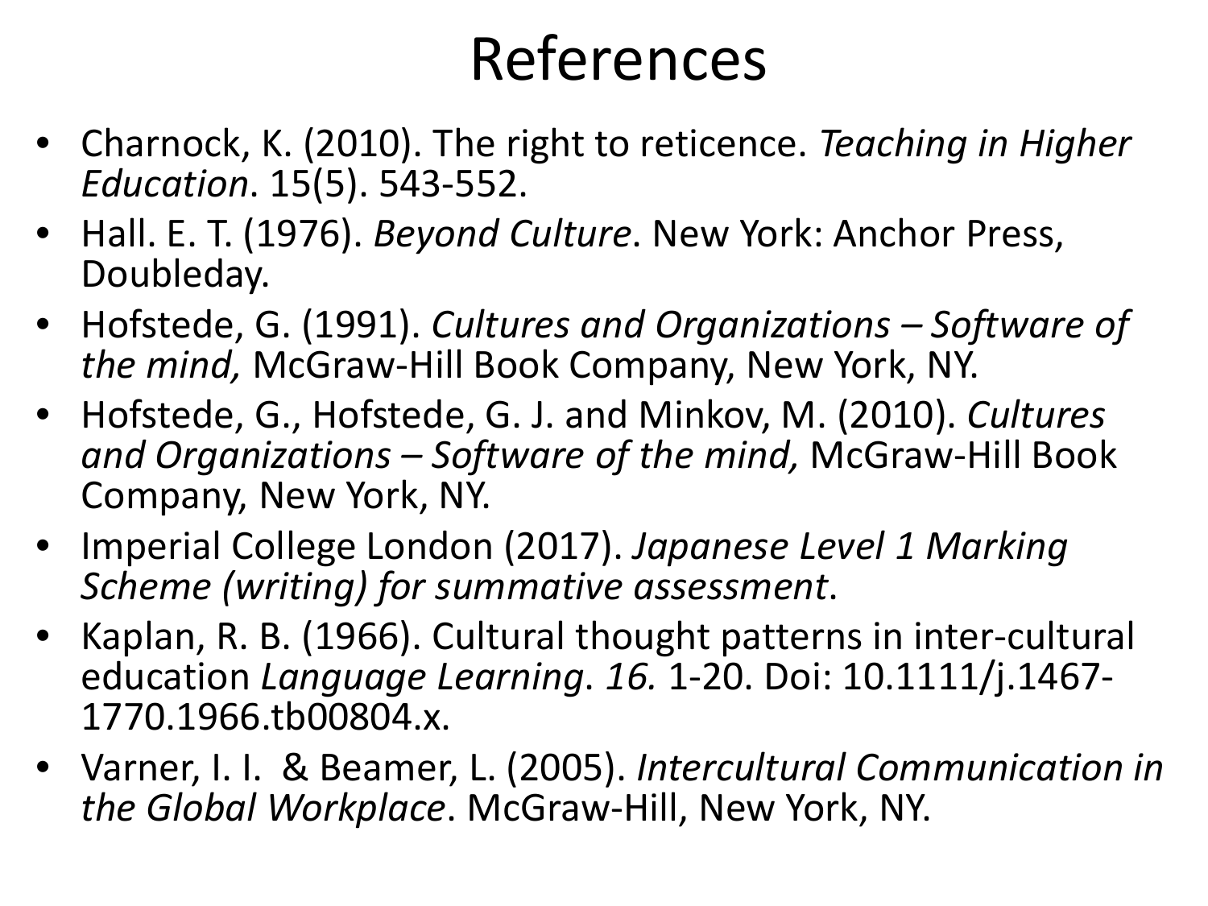# References

- Charnock, K. (2010). The right to reticence. *Teaching in Higher Education*. 15(5). 543-552.
- Hall. E. T. (1976). *Beyond Culture*. New York: Anchor Press, Doubleday.
- Hofstede, G. (1991). *Cultures and Organizations – Software of the mind,* McGraw-Hill Book Company, New York, NY.
- Hofstede, G., Hofstede, G. J. and Minkov, M. (2010). *Cultures and Organizations – Software of the mind,* McGraw-Hill Book Company, New York, NY.
- Imperial College London (2017). *Japanese Level 1 Marking Scheme (writing) for summative assessment*.
- Kaplan, R. B. (1966). Cultural thought patterns in inter-cultural education *Language Learning*. *16.* 1-20. Doi: 10.1111/j.1467-1770.1966.tb00804.x.
- Varner, I. I. & Beamer, L. (2005). *Intercultural Communication in the Global Workplace*. McGraw-Hill, New York, NY.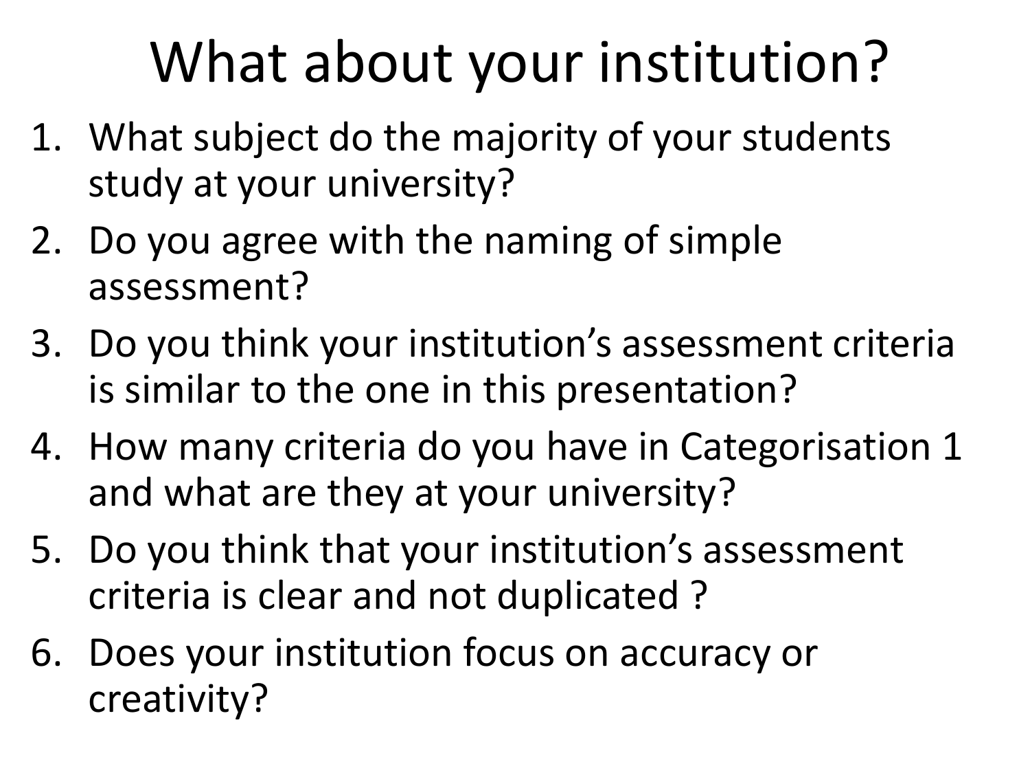# What about your institution?

1. What subject do the majority of your students study at your university?
2. Do you agree with the naming of simple assessment?
3. Do you think your institution’s assessment criteria is similar to the one in this presentation?
4. How many criteria do you have in Categorisation 1 and what are they at your university?
5. Do you think that your institution’s assessment criteria is clear and not duplicated ?
6. Does your institution focus on accuracy or creativity?